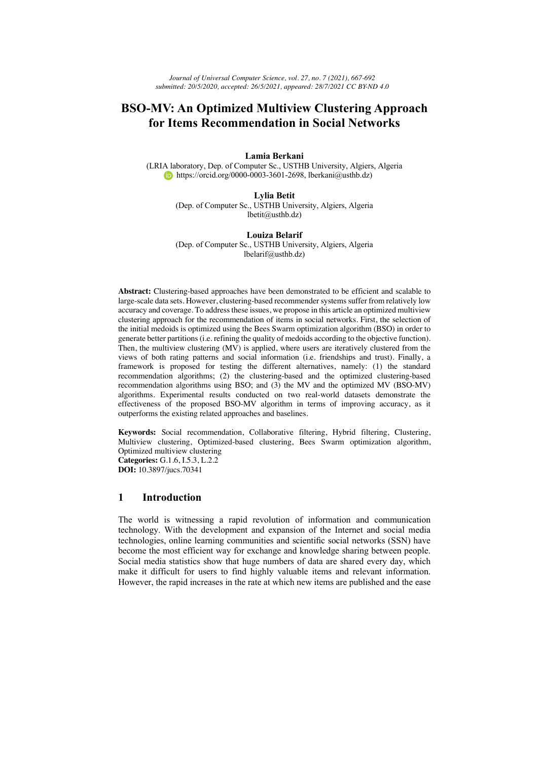# BSO-MV: An Optimized Multiview Clustering Approach for Items Recommendation in Social Networks

**Lamia Berkani**
(LRIA laboratory, Dep. of Computer Sc., USTHB University, Algiers, Algeria
https://orcid.org/0000-0003-3601-2698, lberkani@usthb.dz)

**Lylia Betit**
(Dep. of Computer Sc., USTHB University, Algiers, Algeria
lbetit@usthb.dz)

**Louiza Belarif**
(Dep. of Computer Sc., USTHB University, Algiers, Algeria
lbelarif@usthb.dz)

**Abstract:** Clustering-based approaches have been demonstrated to be efficient and scalable to large-scale data sets. However, clustering-based recommender systems suffer from relatively low accuracy and coverage. To address these issues, we propose in this article an optimized multiview clustering approach for the recommendation of items in social networks. First, the selection of the initial medoids is optimized using the Bees Swarm optimization algorithm (BSO) in order to generate better partitions (i.e. refining the quality of medoids according to the objective function). Then, the multiview clustering (MV) is applied, where users are iteratively clustered from the views of both rating patterns and social information (i.e. friendships and trust). Finally, a framework is proposed for testing the different alternatives, namely: (1) the standard recommendation algorithms; (2) the clustering-based and the optimized clustering-based recommendation algorithms using BSO; and (3) the MV and the optimized MV (BSO-MV) algorithms. Experimental results conducted on two real-world datasets demonstrate the effectiveness of the proposed BSO-MV algorithm in terms of improving accuracy, as it outperforms the existing related approaches and baselines.

**Keywords:** Social recommendation, Collaborative filtering, Hybrid filtering, Clustering, Multiview clustering, Optimized-based clustering, Bees Swarm optimization algorithm, Optimized multiview clustering
**Categories:** G.1.6, I.5.3, L.2.2
**DOI:** 10.3897/jucs.70341

## 1 Introduction

The world is witnessing a rapid revolution of information and communication technology. With the development and expansion of the Internet and social media technologies, online learning communities and scientific social networks (SSN) have become the most efficient way for exchange and knowledge sharing between people. Social media statistics show that huge numbers of data are shared every day, which make it difficult for users to find highly valuable items and relevant information. However, the rapid increases in the rate at which new items are published and the ease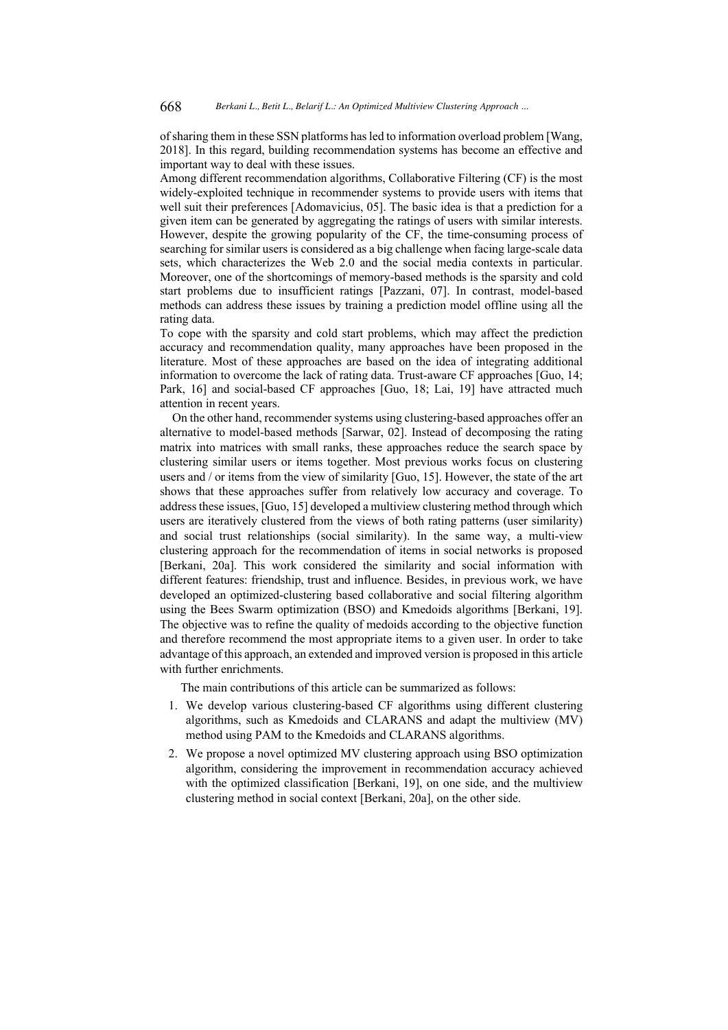of sharing them in these SSN platforms has led to information overload problem [Wang, 2018]. In this regard, building recommendation systems has become an effective and important way to deal with these issues.

Among different recommendation algorithms, Collaborative Filtering (CF) is the most widely-exploited technique in recommender systems to provide users with items that well suit their preferences [Adomavicius, 05]. The basic idea is that a prediction for a given item can be generated by aggregating the ratings of users with similar interests. However, despite the growing popularity of the CF, the time-consuming process of searching for similar users is considered as a big challenge when facing large-scale data sets, which characterizes the Web 2.0 and the social media contexts in particular. Moreover, one of the shortcomings of memory-based methods is the sparsity and cold start problems due to insufficient ratings [Pazzani, 07]. In contrast, model-based methods can address these issues by training a prediction model offline using all the rating data.

To cope with the sparsity and cold start problems, which may affect the prediction accuracy and recommendation quality, many approaches have been proposed in the literature. Most of these approaches are based on the idea of integrating additional information to overcome the lack of rating data. Trust-aware CF approaches [Guo, 14; Park, 16] and social-based CF approaches [Guo, 18; Lai, 19] have attracted much attention in recent years.

On the other hand, recommender systems using clustering-based approaches offer an alternative to model-based methods [Sarwar, 02]. Instead of decomposing the rating matrix into matrices with small ranks, these approaches reduce the search space by clustering similar users or items together. Most previous works focus on clustering users and / or items from the view of similarity [Guo, 15]. However, the state of the art shows that these approaches suffer from relatively low accuracy and coverage. To address these issues, [Guo, 15] developed a multiview clustering method through which users are iteratively clustered from the views of both rating patterns (user similarity) and social trust relationships (social similarity). In the same way, a multi-view clustering approach for the recommendation of items in social networks is proposed [Berkani, 20a]. This work considered the similarity and social information with different features: friendship, trust and influence. Besides, in previous work, we have developed an optimized-clustering based collaborative and social filtering algorithm using the Bees Swarm optimization (BSO) and Kmedoids algorithms [Berkani, 19]. The objective was to refine the quality of medoids according to the objective function and therefore recommend the most appropriate items to a given user. In order to take advantage of this approach, an extended and improved version is proposed in this article with further enrichments.

The main contributions of this article can be summarized as follows:

1. We develop various clustering-based CF algorithms using different clustering algorithms, such as Kmedoids and CLARANS and adapt the multiview (MV) method using PAM to the Kmedoids and CLARANS algorithms.
2. We propose a novel optimized MV clustering approach using BSO optimization algorithm, considering the improvement in recommendation accuracy achieved with the optimized classification [Berkani, 19], on one side, and the multiview clustering method in social context [Berkani, 20a], on the other side.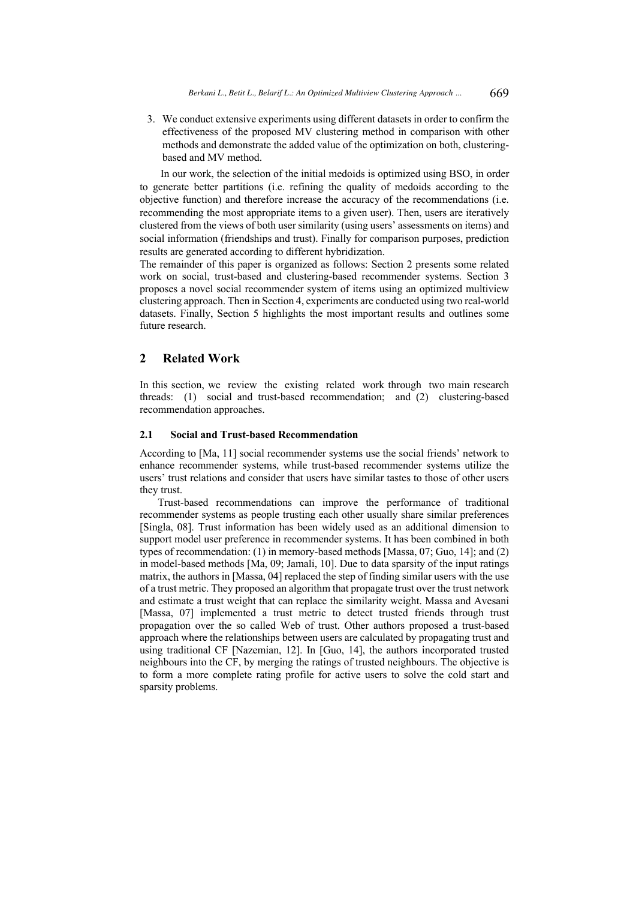3. We conduct extensive experiments using different datasets in order to confirm the effectiveness of the proposed MV clustering method in comparison with other methods and demonstrate the added value of the optimization on both, clustering-based and MV method.

In our work, the selection of the initial medoids is optimized using BSO, in order to generate better partitions (i.e. refining the quality of medoids according to the objective function) and therefore increase the accuracy of the recommendations (i.e. recommending the most appropriate items to a given user). Then, users are iteratively clustered from the views of both user similarity (using users' assessments on items) and social information (friendships and trust). Finally for comparison purposes, prediction results are generated according to different hybridization.

The remainder of this paper is organized as follows: Section 2 presents some related work on social, trust-based and clustering-based recommender systems. Section 3 proposes a novel social recommender system of items using an optimized multiview clustering approach. Then in Section 4, experiments are conducted using two real-world datasets. Finally, Section 5 highlights the most important results and outlines some future research.

## 2 Related Work

In this section, we review the existing related work through two main research threads: (1) social and trust-based recommendation; and (2) clustering-based recommendation approaches.

### 2.1 Social and Trust-based Recommendation

According to [Ma, 11] social recommender systems use the social friends' network to enhance recommender systems, while trust-based recommender systems utilize the users' trust relations and consider that users have similar tastes to those of other users they trust.

Trust-based recommendations can improve the performance of traditional recommender systems as people trusting each other usually share similar preferences [Singla, 08]. Trust information has been widely used as an additional dimension to support model user preference in recommender systems. It has been combined in both types of recommendation: (1) in memory-based methods [Massa, 07; Guo, 14]; and (2) in model-based methods [Ma, 09; Jamali, 10]. Due to data sparsity of the input ratings matrix, the authors in [Massa, 04] replaced the step of finding similar users with the use of a trust metric. They proposed an algorithm that propagate trust over the trust network and estimate a trust weight that can replace the similarity weight. Massa and Avesani [Massa, 07] implemented a trust metric to detect trusted friends through trust propagation over the so called Web of trust. Other authors proposed a trust-based approach where the relationships between users are calculated by propagating trust and using traditional CF [Nazemian, 12]. In [Guo, 14], the authors incorporated trusted neighbours into the CF, by merging the ratings of trusted neighbours. The objective is to form a more complete rating profile for active users to solve the cold start and sparsity problems.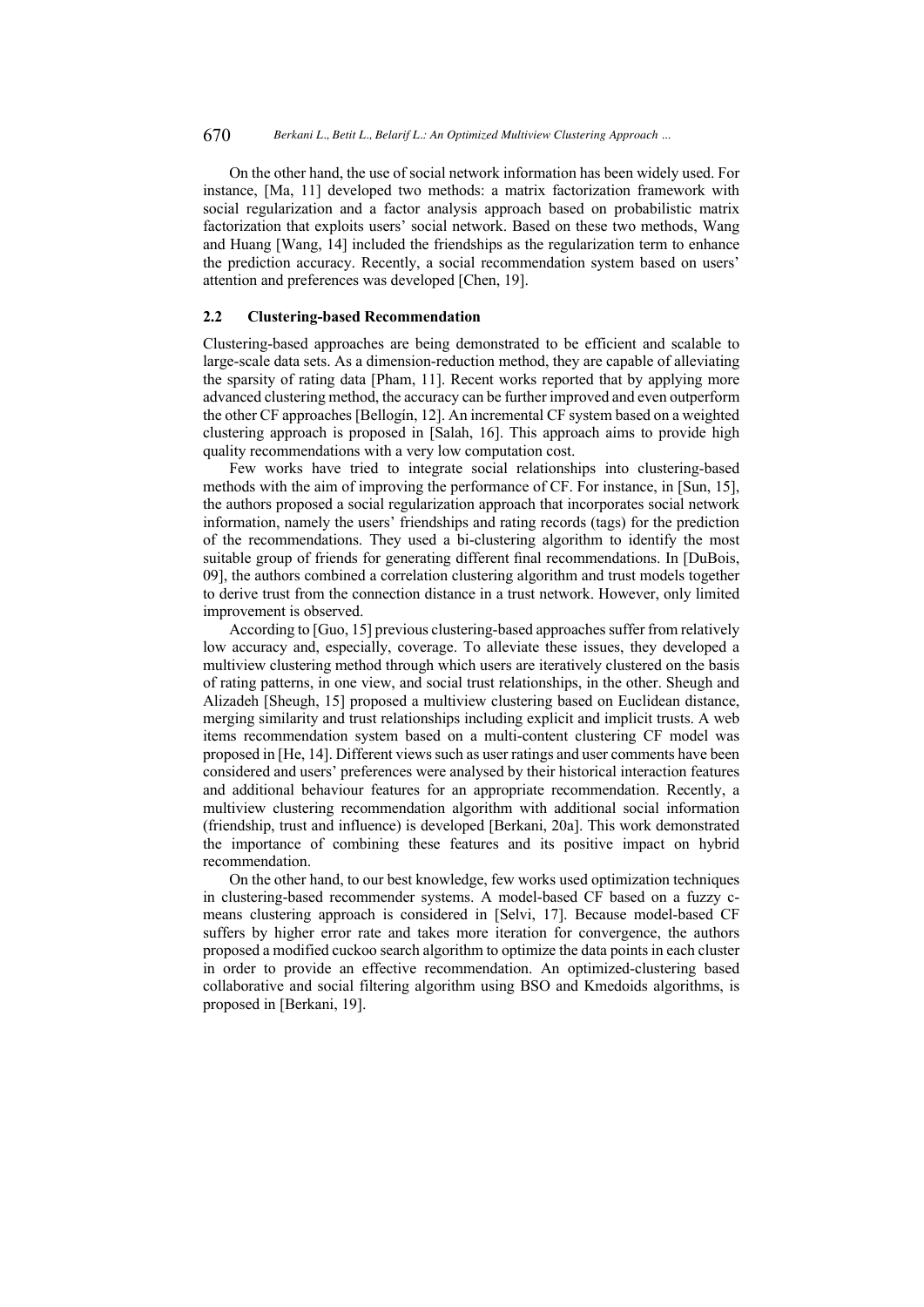On the other hand, the use of social network information has been widely used. For instance, [Ma, 11] developed two methods: a matrix factorization framework with social regularization and a factor analysis approach based on probabilistic matrix factorization that exploits users' social network. Based on these two methods, Wang and Huang [Wang, 14] included the friendships as the regularization term to enhance the prediction accuracy. Recently, a social recommendation system based on users' attention and preferences was developed [Chen, 19].

### 2.2 Clustering-based Recommendation

Clustering-based approaches are being demonstrated to be efficient and scalable to large-scale data sets. As a dimension-reduction method, they are capable of alleviating the sparsity of rating data [Pham, 11]. Recent works reported that by applying more advanced clustering method, the accuracy can be further improved and even outperform the other CF approaches [Bellogín, 12]. An incremental CF system based on a weighted clustering approach is proposed in [Salah, 16]. This approach aims to provide high quality recommendations with a very low computation cost.

Few works have tried to integrate social relationships into clustering-based methods with the aim of improving the performance of CF. For instance, in [Sun, 15], the authors proposed a social regularization approach that incorporates social network information, namely the users' friendships and rating records (tags) for the prediction of the recommendations. They used a bi-clustering algorithm to identify the most suitable group of friends for generating different final recommendations. In [DuBois, 09], the authors combined a correlation clustering algorithm and trust models together to derive trust from the connection distance in a trust network. However, only limited improvement is observed.

According to [Guo, 15] previous clustering-based approaches suffer from relatively low accuracy and, especially, coverage. To alleviate these issues, they developed a multiview clustering method through which users are iteratively clustered on the basis of rating patterns, in one view, and social trust relationships, in the other. Sheugh and Alizadeh [Sheugh, 15] proposed a multiview clustering based on Euclidean distance, merging similarity and trust relationships including explicit and implicit trusts. A web items recommendation system based on a multi-content clustering CF model was proposed in [He, 14]. Different views such as user ratings and user comments have been considered and users' preferences were analysed by their historical interaction features and additional behaviour features for an appropriate recommendation. Recently, a multiview clustering recommendation algorithm with additional social information (friendship, trust and influence) is developed [Berkani, 20a]. This work demonstrated the importance of combining these features and its positive impact on hybrid recommendation.

On the other hand, to our best knowledge, few works used optimization techniques in clustering-based recommender systems. A model-based CF based on a fuzzy c-means clustering approach is considered in [Selvi, 17]. Because model-based CF suffers by higher error rate and takes more iteration for convergence, the authors proposed a modified cuckoo search algorithm to optimize the data points in each cluster in order to provide an effective recommendation. An optimized-clustering based collaborative and social filtering algorithm using BSO and Kmedoids algorithms, is proposed in [Berkani, 19].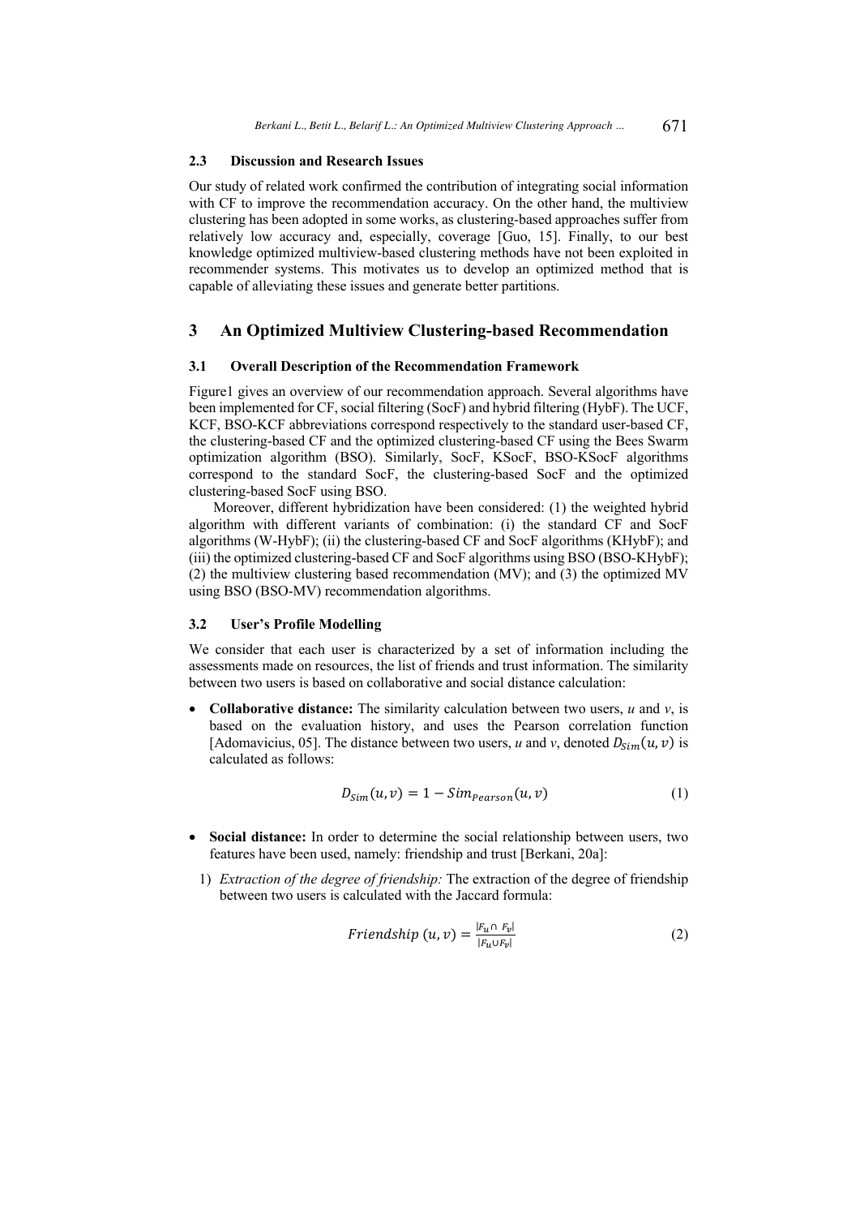### 2.3 Discussion and Research Issues

Our study of related work confirmed the contribution of integrating social information with CF to improve the recommendation accuracy. On the other hand, the multiview clustering has been adopted in some works, as clustering-based approaches suffer from relatively low accuracy and, especially, coverage [Guo, 15]. Finally, to our best knowledge optimized multiview-based clustering methods have not been exploited in recommender systems. This motivates us to develop an optimized method that is capable of alleviating these issues and generate better partitions.

## 3 An Optimized Multiview Clustering-based Recommendation

### 3.1 Overall Description of the Recommendation Framework

Figure1 gives an overview of our recommendation approach. Several algorithms have been implemented for CF, social filtering (SocF) and hybrid filtering (HybF). The UCF, KCF, BSO-KCF abbreviations correspond respectively to the standard user-based CF, the clustering-based CF and the optimized clustering-based CF using the Bees Swarm optimization algorithm (BSO). Similarly, SocF, KSocF, BSO-KSocF algorithms correspond to the standard SocF, the clustering-based SocF and the optimized clustering-based SocF using BSO.

Moreover, different hybridization have been considered: (1) the weighted hybrid algorithm with different variants of combination: (i) the standard CF and SocF algorithms (W-HybF); (ii) the clustering-based CF and SocF algorithms (KHybF); and (iii) the optimized clustering-based CF and SocF algorithms using BSO (BSO-KHybF); (2) the multiview clustering based recommendation (MV); and (3) the optimized MV using BSO (BSO-MV) recommendation algorithms.

### 3.2 User's Profile Modelling

We consider that each user is characterized by a set of information including the assessments made on resources, the list of friends and trust information. The similarity between two users is based on collaborative and social distance calculation:

- **Collaborative distance:** The similarity calculation between two users, *u* and *v*, is based on the evaluation history, and uses the Pearson correlation function [Adomavicius, 05]. The distance between two users, *u* and *v*, denoted $D_{Sim}(u,v)$ is calculated as follows:

$$D_{Sim}(u,v) = 1 - Sim_{Pearson}(u,v) \tag{1}$$

- **Social distance:** In order to determine the social relationship between users, two features have been used, namely: friendship and trust [Berkani, 20a]:

  1) *Extraction of the degree of friendship:* The extraction of the degree of friendship between two users is calculated with the Jaccard formula:

$$Friendship\ (u,v) = \frac{|F_u \cap F_v|}{|F_u \cup F_v|} \tag{2}$$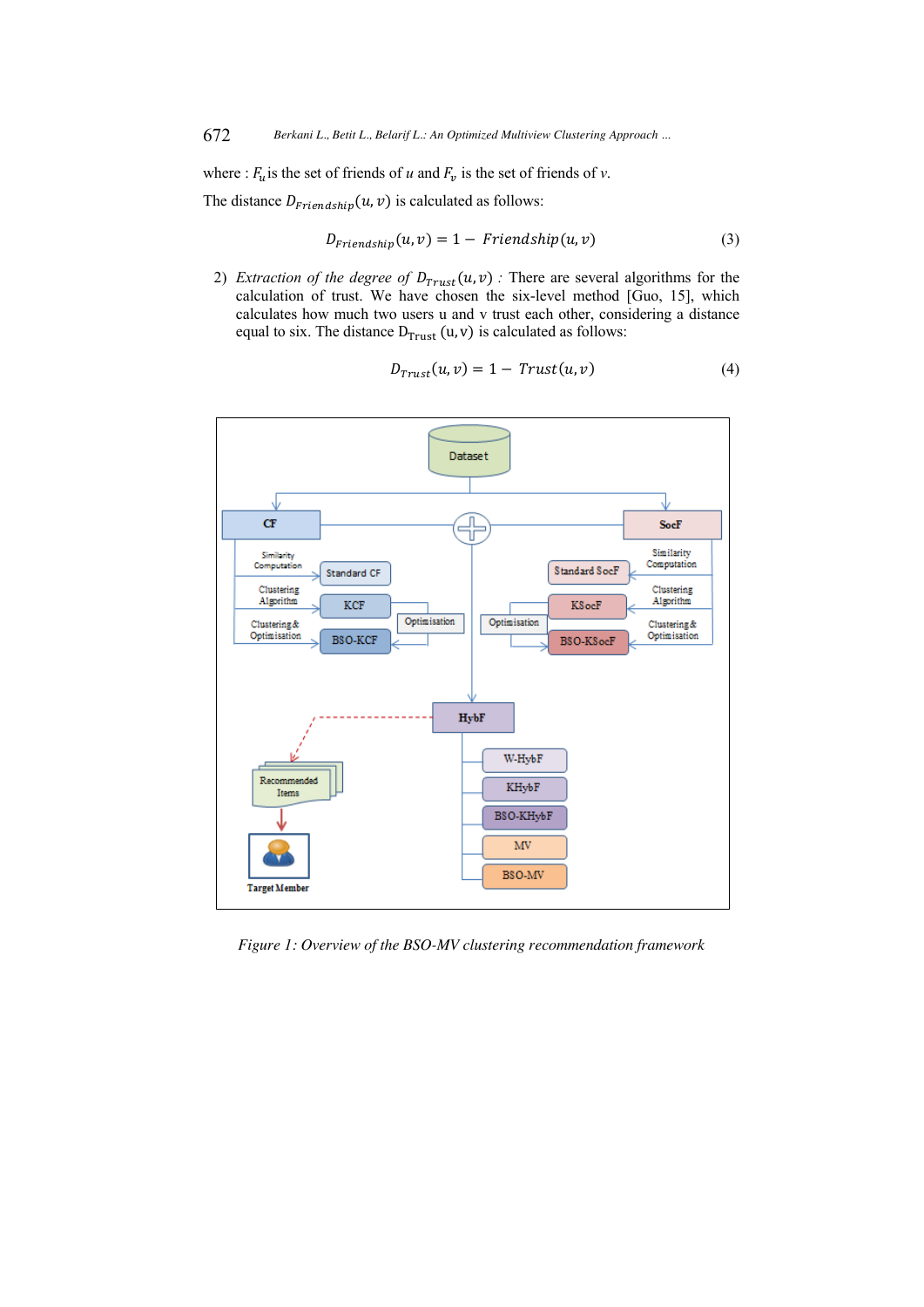where : $F_u$ is the set of friends of $u$ and $F_v$ is the set of friends of $v$.

The distance $D_{Friendship}(u, v)$ is calculated as follows:

$$D_{Friendship}(u, v) = 1 - \ Friendship(u, v) \quad (3)$$

2) *Extraction of the degree of* $D_{Trust}(u, v)$ *:* There are several algorithms for the calculation of trust. We have chosen the six-level method [Guo, 15], which calculates how much two users u and v trust each other, considering a distance equal to six. The distance $D_{Trust}(u, v)$ is calculated as follows:

$$D_{Trust}(u, v) = 1 - \ Trust(u, v) \quad (4)$$

*Figure 1: Overview of the BSO-MV clustering recommendation framework*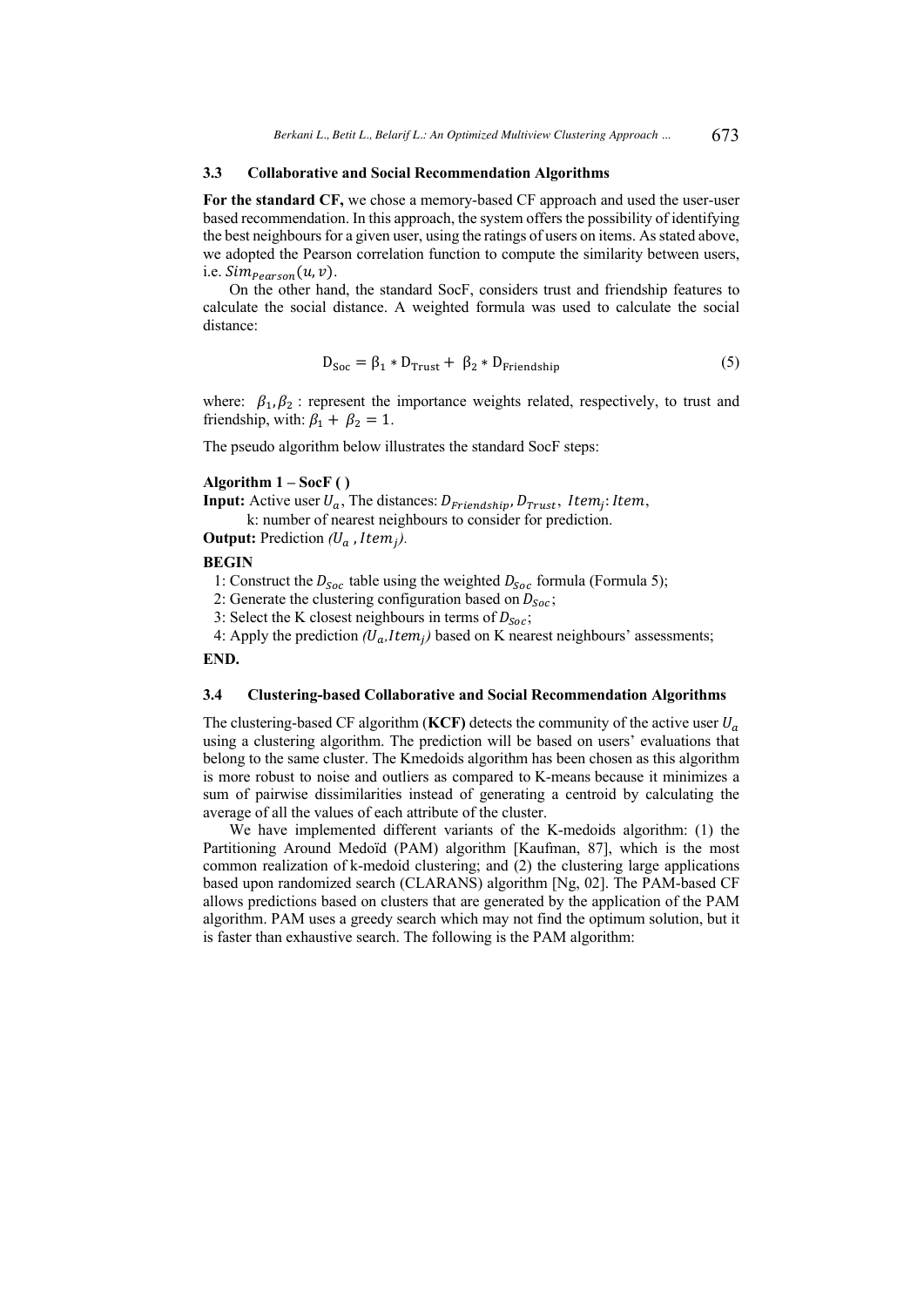### 3.3 Collaborative and Social Recommendation Algorithms

**For the standard CF,** we chose a memory-based CF approach and used the user-user based recommendation. In this approach, the system offers the possibility of identifying the best neighbours for a given user, using the ratings of users on items. As stated above, we adopted the Pearson correlation function to compute the similarity between users, i.e. $Sim_{Pearson}(u, v)$.

On the other hand, the standard SocF, considers trust and friendship features to calculate the social distance. A weighted formula was used to calculate the social distance:

$$D_{Soc} = \beta_1 * D_{Trust} + \beta_2 * D_{Friendship} \tag{5}$$

where: $\beta_1, \beta_2$ : represent the importance weights related, respectively, to trust and friendship, with: $\beta_1 + \beta_2 = 1$.

The pseudo algorithm below illustrates the standard SocF steps:

**Algorithm 1 – SocF ( )**
**Input:** Active user $U_a$, The distances: $D_{Friendship}$, $D_{Trust}$, $Item_j$: $Item$,
k: number of nearest neighbours to consider for prediction.
**Output:** Prediction *($U_a$ , $Item_j$).*

**BEGIN**
1: Construct the $D_{Soc}$ table using the weighted $D_{Soc}$ formula (Formula 5);
2: Generate the clustering configuration based on $D_{Soc}$;
3: Select the K closest neighbours in terms of $D_{Soc}$;
4: Apply the prediction *($U_a$,$Item_j$)* based on K nearest neighbours' assessments;
**END.**

### 3.4 Clustering-based Collaborative and Social Recommendation Algorithms

The clustering-based CF algorithm (**KCF)** detects the community of the active user $U_a$ using a clustering algorithm. The prediction will be based on users' evaluations that belong to the same cluster. The Kmedoids algorithm has been chosen as this algorithm is more robust to noise and outliers as compared to K-means because it minimizes a sum of pairwise dissimilarities instead of generating a centroid by calculating the average of all the values of each attribute of the cluster.

We have implemented different variants of the K-medoids algorithm: (1) the Partitioning Around Medoïd (PAM) algorithm [Kaufman, 87], which is the most common realization of k-medoid clustering; and (2) the clustering large applications based upon randomized search (CLARANS) algorithm [Ng, 02]. The PAM-based CF allows predictions based on clusters that are generated by the application of the PAM algorithm. PAM uses a greedy search which may not find the optimum solution, but it is faster than exhaustive search. The following is the PAM algorithm: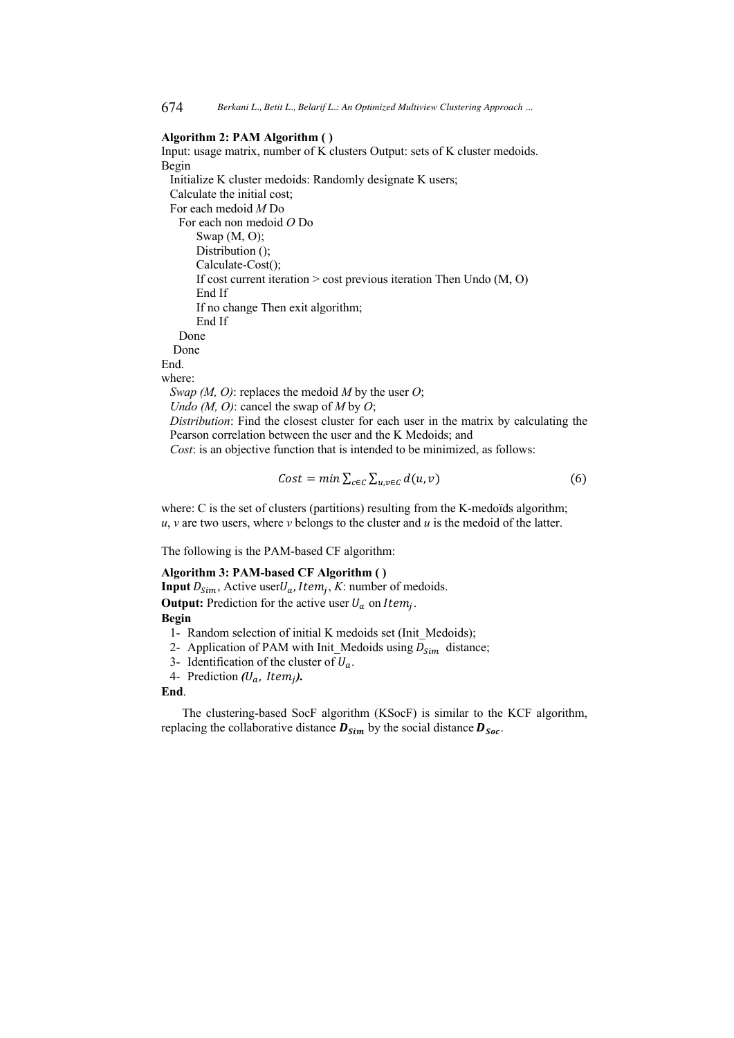**Algorithm 2: PAM Algorithm ( )**

Input: usage matrix, number of K clusters Output: sets of K cluster medoids.

```
Begin
  Initialize K cluster medoids: Randomly designate K users;
  Calculate the initial cost;
  For each medoid M Do
    For each non medoid O Do
        Swap (M, O);
        Distribution ();
        Calculate-Cost();
        If cost current iteration > cost previous iteration Then Undo (M, O)
        End If
        If no change Then exit algorithm;
        End If
    Done
   Done
End.
```

where:

*Swap (M, O)*: replaces the medoid *M* by the user *O*;
*Undo (M, O)*: cancel the swap of *M* by *O*;
*Distribution*: Find the closest cluster for each user in the matrix by calculating the Pearson correlation between the user and the K Medoids; and
*Cost*: is an objective function that is intended to be minimized, as follows:

$$Cost = min \sum_{c \in C} \sum_{u,v \in C} d(u, v) \tag{6}$$

where: C is the set of clusters (partitions) resulting from the K-medoïds algorithm; *u*, *v* are two users, where *v* belongs to the cluster and *u* is the medoid of the latter.

The following is the PAM-based CF algorithm:

**Algorithm 3: PAM-based CF Algorithm ( )**

**Input** $D_{Sim}$, Active user$U_a$, $Item_j$, *K*: number of medoids.
**Output:** Prediction for the active user $U_a$ on $Item_j$.
**Begin**

1- Random selection of initial K medoids set (Init_Medoids);
2- Application of PAM with Init_Medoids using $D_{Sim}$ distance;
3- Identification of the cluster of $U_a$.
4- Prediction ***(**$U_a$, $Item_j$***).***

**End**.

The clustering-based SocF algorithm (KSocF) is similar to the KCF algorithm, replacing the collaborative distance $\boldsymbol{D_{Sim}}$ by the social distance $\boldsymbol{D_{Soc}}$.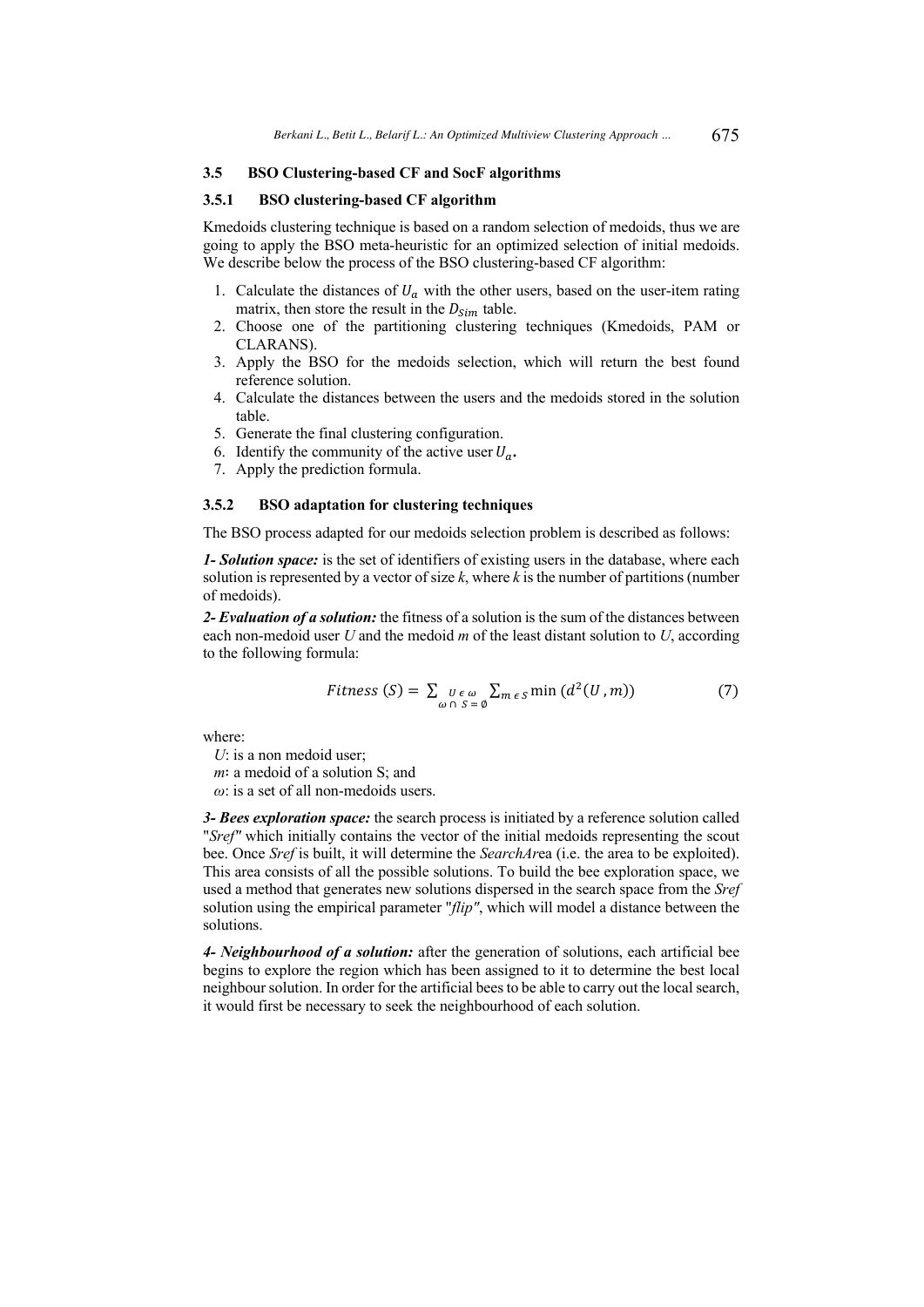### 3.5 BSO Clustering-based CF and SocF algorithms

#### 3.5.1 BSO clustering-based CF algorithm

Kmedoids clustering technique is based on a random selection of medoids, thus we are going to apply the BSO meta-heuristic for an optimized selection of initial medoids. We describe below the process of the BSO clustering-based CF algorithm:

1. Calculate the distances of $U_a$ with the other users, based on the user-item rating matrix, then store the result in the $D_{Sim}$ table.
2. Choose one of the partitioning clustering techniques (Kmedoids, PAM or CLARANS).
3. Apply the BSO for the medoids selection, which will return the best found reference solution.
4. Calculate the distances between the users and the medoids stored in the solution table.
5. Generate the final clustering configuration.
6. Identify the community of the active user $U_a$.
7. Apply the prediction formula.

#### 3.5.2 BSO adaptation for clustering techniques

The BSO process adapted for our medoids selection problem is described as follows:

***1- Solution space:*** is the set of identifiers of existing users in the database, where each solution is represented by a vector of size *k*, where *k* is the number of partitions (number of medoids).

***2- Evaluation of a solution:*** the fitness of a solution is the sum of the distances between each non-medoid user *U* and the medoid *m* of the least distant solution to *U*, according to the following formula:

$$Fitness\,(S) = \sum_{\substack{U \in \omega \\ \omega \cap S = \emptyset}} \sum_{m \in S} \min\,(d^2(U\,, m)) \tag{7}$$

where:

*U*: is a non medoid user;
*m*: a medoid of a solution S; and
*ω*: is a set of all non-medoids users.

***3- Bees exploration space:*** the search process is initiated by a reference solution called "*Sref"* which initially contains the vector of the initial medoids representing the scout bee. Once *Sref* is built, it will determine the *SearchAr*ea (i.e. the area to be exploited). This area consists of all the possible solutions. To build the bee exploration space, we used a method that generates new solutions dispersed in the search space from the *Sref* solution using the empirical parameter "*flip"*, which will model a distance between the solutions.

***4- Neighbourhood of a solution:*** after the generation of solutions, each artificial bee begins to explore the region which has been assigned to it to determine the best local neighbour solution. In order for the artificial bees to be able to carry out the local search, it would first be necessary to seek the neighbourhood of each solution.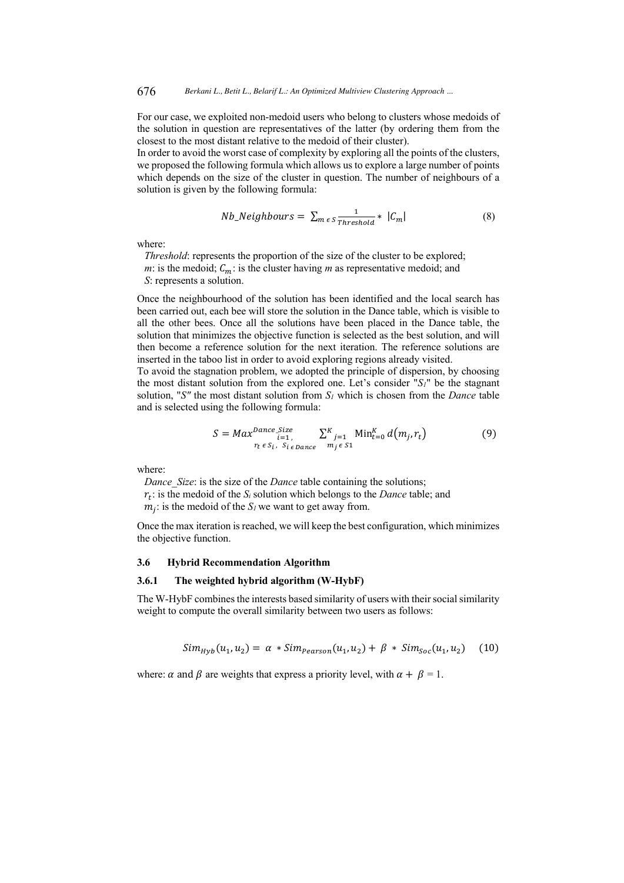For our case, we exploited non-medoid users who belong to clusters whose medoids of the solution in question are representatives of the latter (by ordering them from the closest to the most distant relative to the medoid of their cluster).
In order to avoid the worst case of complexity by exploring all the points of the clusters, we proposed the following formula which allows us to explore a large number of points which depends on the size of the cluster in question. The number of neighbours of a solution is given by the following formula:

$$Nb\_Neighbours = \sum_{m \in S} \frac{1}{Threshold} * |C_m| \quad (8)$$

where:

*Threshold*: represents the proportion of the size of the cluster to be explored;
*m*: is the medoid; $C_m$: is the cluster having *m* as representative medoid; and
*S*: represents a solution.

Once the neighbourhood of the solution has been identified and the local search has been carried out, each bee will store the solution in the Dance table, which is visible to all the other bees. Once all the solutions have been placed in the Dance table, the solution that minimizes the objective function is selected as the best solution, and will then become a reference solution for the next iteration. The reference solutions are inserted in the taboo list in order to avoid exploring regions already visited.
To avoid the stagnation problem, we adopted the principle of dispersion, by choosing the most distant solution from the explored one. Let's consider "$S_l$" be the stagnant solution, "$S$" the most distant solution from $S_l$ which is chosen from the *Dance* table and is selected using the following formula:

$$S = Max^{Dance\_Size}_{\substack{i=1, \\ r_t \in S_i,\ S_i \in Dance}} \sum^{K}_{\substack{j=1 \\ m_j \in S1}} \mathrm{Min}^{K}_{t=0}\, d(m_j, r_t) \quad (9)$$

where:

*Dance_Size*: is the size of the *Dance* table containing the solutions;
$r_t$: is the medoid of the $S_i$ solution which belongs to the *Dance* table; and
$m_j$: is the medoid of the $S_l$ we want to get away from.

Once the max iteration is reached, we will keep the best configuration, which minimizes the objective function.

### 3.6 Hybrid Recommendation Algorithm

#### 3.6.1 The weighted hybrid algorithm (W-HybF)

The W-HybF combines the interests based similarity of users with their social similarity weight to compute the overall similarity between two users as follows:

$$Sim_{Hyb}(u_1, u_2) = \alpha * Sim_{Pearson}(u_1, u_2) + \beta * Sim_{Soc}(u_1, u_2) \quad (10)$$

where: $\alpha$ and $\beta$ are weights that express a priority level, with $\alpha + \beta = 1$.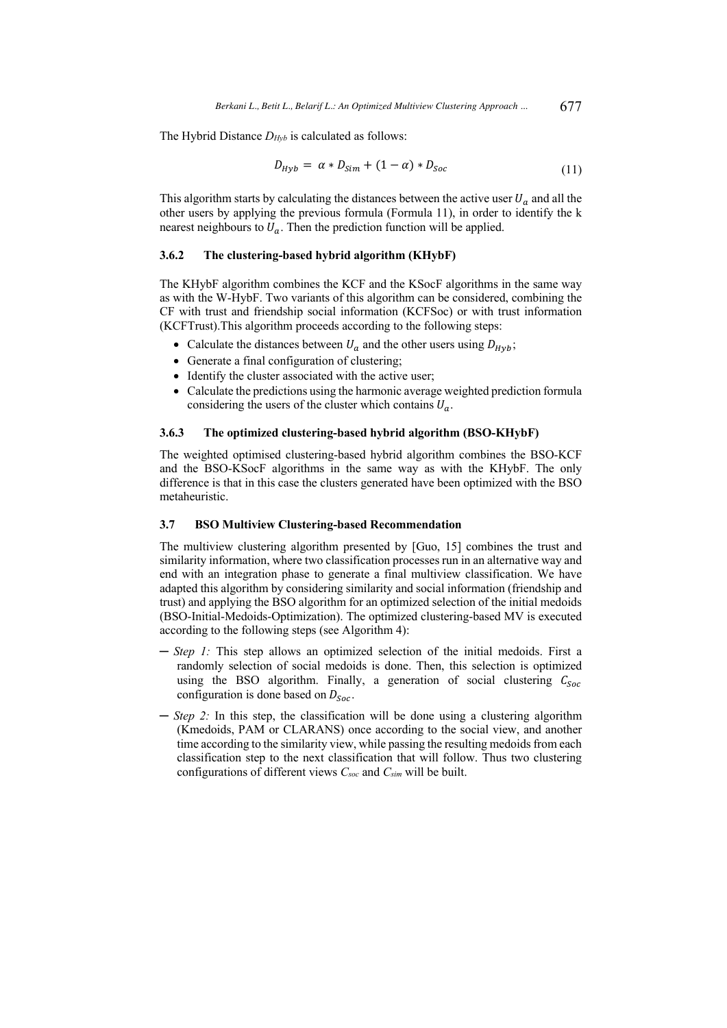The Hybrid Distance $D_{Hyb}$ is calculated as follows:

$$D_{Hyb} = \alpha * D_{Sim} + (1 - \alpha) * D_{Soc} \tag{11}$$

This algorithm starts by calculating the distances between the active user $U_a$ and all the other users by applying the previous formula (Formula 11), in order to identify the k nearest neighbours to $U_a$. Then the prediction function will be applied.

### 3.6.2 The clustering-based hybrid algorithm (KHybF)

The KHybF algorithm combines the KCF and the KSocF algorithms in the same way as with the W-HybF. Two variants of this algorithm can be considered, combining the CF with trust and friendship social information (KCFSoc) or with trust information (KCFTrust).This algorithm proceeds according to the following steps:

- Calculate the distances between $U_a$ and the other users using $D_{Hyb}$;
- Generate a final configuration of clustering;
- Identify the cluster associated with the active user;
- Calculate the predictions using the harmonic average weighted prediction formula considering the users of the cluster which contains $U_a$.

### 3.6.3 The optimized clustering-based hybrid algorithm (BSO-KHybF)

The weighted optimised clustering-based hybrid algorithm combines the BSO-KCF and the BSO-KSocF algorithms in the same way as with the KHybF. The only difference is that in this case the clusters generated have been optimized with the BSO metaheuristic.

## 3.7 BSO Multiview Clustering-based Recommendation

The multiview clustering algorithm presented by [Guo, 15] combines the trust and similarity information, where two classification processes run in an alternative way and end with an integration phase to generate a final multiview classification. We have adapted this algorithm by considering similarity and social information (friendship and trust) and applying the BSO algorithm for an optimized selection of the initial medoids (BSO-Initial-Medoids-Optimization). The optimized clustering-based MV is executed according to the following steps (see Algorithm 4):

- *Step 1:* This step allows an optimized selection of the initial medoids. First a randomly selection of social medoids is done. Then, this selection is optimized using the BSO algorithm. Finally, a generation of social clustering $C_{Soc}$ configuration is done based on $D_{Soc}$.
- *Step 2:* In this step, the classification will be done using a clustering algorithm (Kmedoids, PAM or CLARANS) once according to the social view, and another time according to the similarity view, while passing the resulting medoids from each classification step to the next classification that will follow. Thus two clustering configurations of different views $C_{soc}$ and $C_{sim}$ will be built.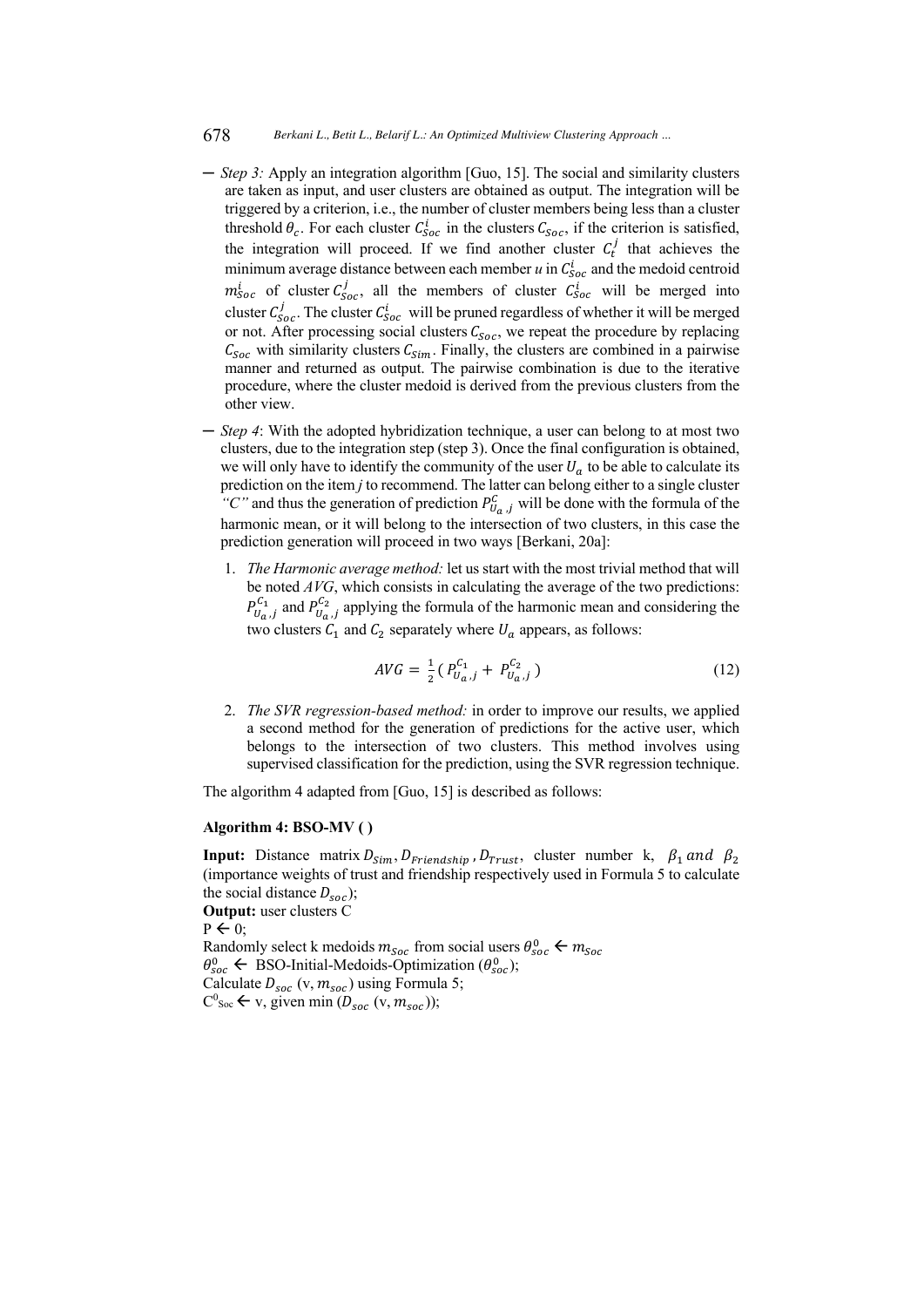- *Step 3:* Apply an integration algorithm [Guo, 15]. The social and similarity clusters are taken as input, and user clusters are obtained as output. The integration will be triggered by a criterion, i.e., the number of cluster members being less than a cluster threshold $\theta_c$. For each cluster $C_{Soc}^{i}$ in the clusters $C_{Soc}$, if the criterion is satisfied, the integration will proceed. If we find another cluster $C_t^j$ that achieves the minimum average distance between each member *u* in $C_{Soc}^{i}$ and the medoid centroid $m_{Soc}^{i}$ of cluster $C_{Soc}^{j}$, all the members of cluster $C_{Soc}^{i}$ will be merged into cluster $C_{Soc}^{j}$. The cluster $C_{Soc}^{i}$ will be pruned regardless of whether it will be merged or not. After processing social clusters $C_{Soc}$, we repeat the procedure by replacing $C_{Soc}$ with similarity clusters $C_{Sim}$. Finally, the clusters are combined in a pairwise manner and returned as output. The pairwise combination is due to the iterative procedure, where the cluster medoid is derived from the previous clusters from the other view.
- *Step 4*: With the adopted hybridization technique, a user can belong to at most two clusters, due to the integration step (step 3). Once the final configuration is obtained, we will only have to identify the community of the user $U_a$ to be able to calculate its prediction on the item *j* to recommend. The latter can belong either to a single cluster *"C"* and thus the generation of prediction $P_{U_a,j}^{C}$ will be done with the formula of the harmonic mean, or it will belong to the intersection of two clusters, in this case the prediction generation will proceed in two ways [Berkani, 20a]:
  1. *The Harmonic average method:* let us start with the most trivial method that will be noted *AVG*, which consists in calculating the average of the two predictions: $P_{U_a,j}^{C_1}$ and $P_{U_a,j}^{C_2}$ applying the formula of the harmonic mean and considering the two clusters $C_1$ and $C_2$ separately where $U_a$ appears, as follows:

$$AVG = \frac{1}{2}\left( P_{U_a,j}^{C_1} + P_{U_a,j}^{C_2} \right) \tag{12}$$

  2. *The SVR regression-based method:* in order to improve our results, we applied a second method for the generation of predictions for the active user, which belongs to the intersection of two clusters. This method involves using supervised classification for the prediction, using the SVR regression technique.

The algorithm 4 adapted from [Guo, 15] is described as follows:

**Algorithm 4: BSO-MV ( )**

**Input:** Distance matrix $D_{Sim}, D_{Friendship}, D_{Trust}$, cluster number k, $\beta_1$ *and* $\beta_2$ (importance weights of trust and friendship respectively used in Formula 5 to calculate the social distance $D_{soc}$);
**Output:** user clusters C
P ← 0;
Randomly select k medoids $m_{Soc}$ from social users $\theta_{soc}^{0} \leftarrow m_{Soc}$
$\theta_{soc}^{0} \leftarrow$ BSO-Initial-Medoids-Optimization ($\theta_{soc}^{0}$);
Calculate $D_{soc}$ (v, $m_{soc}$) using Formula 5;
$C^0_{Soc} \leftarrow$ v, given min ($D_{soc}$ (v, $m_{soc}$));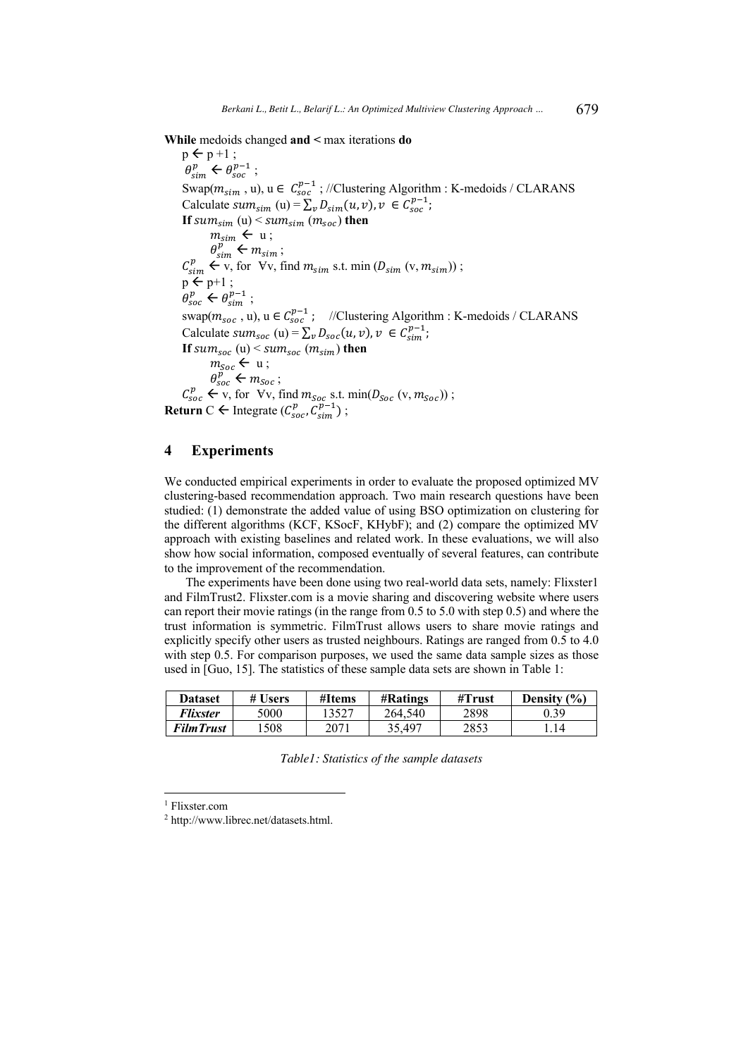**While** medoids changed **and <** max iterations **do**

$p \leftarrow p + 1$ ;
$\theta^{p}_{sim} \leftarrow \theta^{p-1}_{soc}$ ;
Swap($m_{sim}$ , u), u ∈ $C^{p-1}_{soc}$ ; //Clustering Algorithm : K-medoids / CLARANS
Calculate $sum_{sim}$ (u) = $\sum_v D_{sim}(u, v), v \in C^{p-1}_{soc}$;
**If** $sum_{sim}$ (u) < $sum_{sim}$ ($m_{soc}$) **then**
$m_{sim} \leftarrow$ u ;
$\theta^{p}_{sim} \leftarrow m_{sim}$ ;
$C^{p}_{sim} \leftarrow$ v, for ∀v, find $m_{sim}$ s.t. min ($D_{sim}$ (v, $m_{sim}$)) ;
$p \leftarrow p+1$ ;
$\theta^{p}_{soc} \leftarrow \theta^{p-1}_{sim}$ ;
swap($m_{soc}$ , u), u ∈ $C^{p-1}_{soc}$ ; //Clustering Algorithm : K-medoids / CLARANS
Calculate $sum_{soc}$ (u) = $\sum_v D_{soc}(u, v), v \in C^{p-1}_{sim}$;
**If** $sum_{soc}$ (u) < $sum_{soc}$ ($m_{sim}$) **then**
$m_{Soc} \leftarrow$ u ;
$\theta^{p}_{soc} \leftarrow m_{Soc}$ ;
$C^{p}_{soc} \leftarrow$ v, for ∀v, find $m_{Soc}$ s.t. min($D_{Soc}$ (v, $m_{Soc}$)) ;

**Return** C ← Integrate ($C^{p}_{soc}, C^{p-1}_{sim}$) ;

## 4 Experiments

We conducted empirical experiments in order to evaluate the proposed optimized MV clustering-based recommendation approach. Two main research questions have been studied: (1) demonstrate the added value of using BSO optimization on clustering for the different algorithms (KCF, KSocF, KHybF); and (2) compare the optimized MV approach with existing baselines and related work. In these evaluations, we will also show how social information, composed eventually of several features, can contribute to the improvement of the recommendation.

The experiments have been done using two real-world data sets, namely: Flixster[1] and FilmTrust[2]. Flixster.com is a movie sharing and discovering website where users can report their movie ratings (in the range from 0.5 to 5.0 with step 0.5) and where the trust information is symmetric. FilmTrust allows users to share movie ratings and explicitly specify other users as trusted neighbours. Ratings are ranged from 0.5 to 4.0 with step 0.5. For comparison purposes, we used the same data sample sizes as those used in [Guo, 15]. The statistics of these sample data sets are shown in Table 1:

| **Dataset** | **# Users** | **#Items** | **#Ratings** | **#Trust** | **Density (%)** |
|---|---|---|---|---|---|
| ***Flixster*** | 5000 | 13527 | 264,540 | 2898 | 0.39 |
| ***FilmTrust*** | 1508 | 2071 | 35,497 | 2853 | 1.14 |

*Table1: Statistics of the sample datasets*

[1] Flixster.com

[2] http://www.librec.net/datasets.html.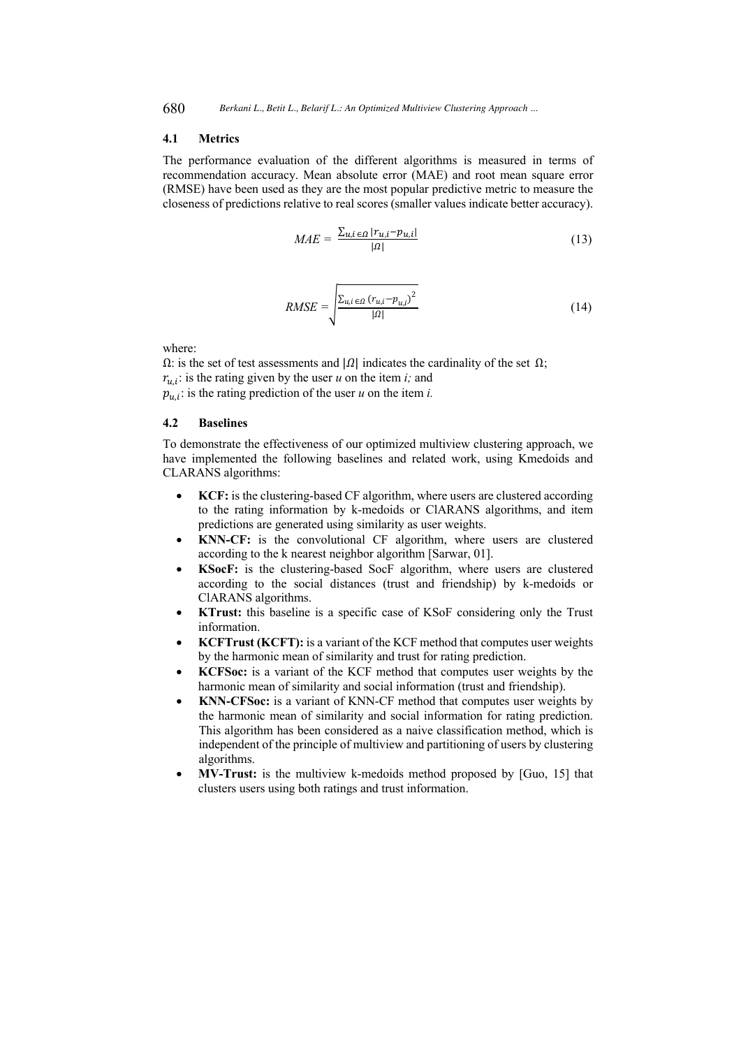### 4.1 Metrics

The performance evaluation of the different algorithms is measured in terms of recommendation accuracy. Mean absolute error (MAE) and root mean square error (RMSE) have been used as they are the most popular predictive metric to measure the closeness of predictions relative to real scores (smaller values indicate better accuracy).

$$MAE = \frac{\sum_{u,i \in \Omega} |r_{u,i} - p_{u,i}|}{|\Omega|} \tag{13}$$

$$RMSE = \sqrt{\frac{\sum_{u,i \in \Omega} (r_{u,i} - p_{u,i})^2}{|\Omega|}} \tag{14}$$

where:

Ω: is the set of test assessments and $|\Omega|$ indicates the cardinality of the set Ω;

$r_{u,i}$: is the rating given by the user *u* on the item *i;* and

$p_{u,i}$: is the rating prediction of the user *u* on the item *i.*

### 4.2 Baselines

To demonstrate the effectiveness of our optimized multiview clustering approach, we have implemented the following baselines and related work, using Kmedoids and CLARANS algorithms:

- **KCF:** is the clustering-based CF algorithm, where users are clustered according to the rating information by k-medoids or ClARANS algorithms, and item predictions are generated using similarity as user weights.
- **KNN-CF:** is the convolutional CF algorithm, where users are clustered according to the k nearest neighbor algorithm [Sarwar, 01].
- **KSocF:** is the clustering-based SocF algorithm, where users are clustered according to the social distances (trust and friendship) by k-medoids or ClARANS algorithms.
- **KTrust:** this baseline is a specific case of KSoF considering only the Trust information.
- **KCFTrust (KCFT):** is a variant of the KCF method that computes user weights by the harmonic mean of similarity and trust for rating prediction.
- **KCFSoc:** is a variant of the KCF method that computes user weights by the harmonic mean of similarity and social information (trust and friendship).
- **KNN-CFSoc:** is a variant of KNN-CF method that computes user weights by the harmonic mean of similarity and social information for rating prediction. This algorithm has been considered as a naive classification method, which is independent of the principle of multiview and partitioning of users by clustering algorithms.
- **MV-Trust:** is the multiview k-medoids method proposed by [Guo, 15] that clusters users using both ratings and trust information.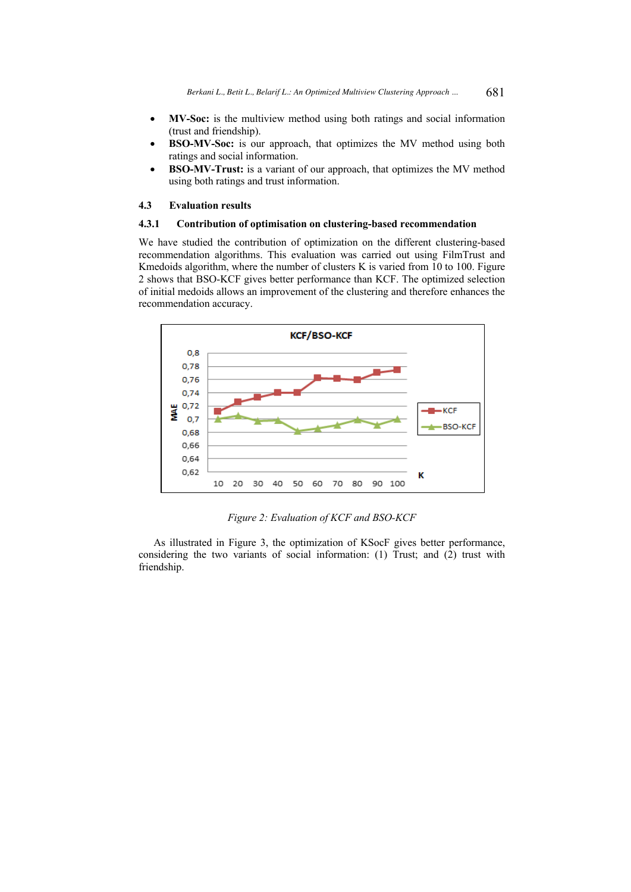- **MV-Soc:** is the multiview method using both ratings and social information (trust and friendship).
- **BSO-MV-Soc:** is our approach, that optimizes the MV method using both ratings and social information.
- **BSO-MV-Trust:** is a variant of our approach, that optimizes the MV method using both ratings and trust information.

### 4.3 Evaluation results

#### 4.3.1 Contribution of optimisation on clustering-based recommendation

We have studied the contribution of optimization on the different clustering-based recommendation algorithms. This evaluation was carried out using FilmTrust and Kmedoids algorithm, where the number of clusters K is varied from 10 to 100. Figure 2 shows that BSO-KCF gives better performance than KCF. The optimized selection of initial medoids allows an improvement of the clustering and therefore enhances the recommendation accuracy.

*Figure 2: Evaluation of KCF and BSO-KCF*

As illustrated in Figure 3, the optimization of KSocF gives better performance, considering the two variants of social information: (1) Trust; and (2) trust with friendship.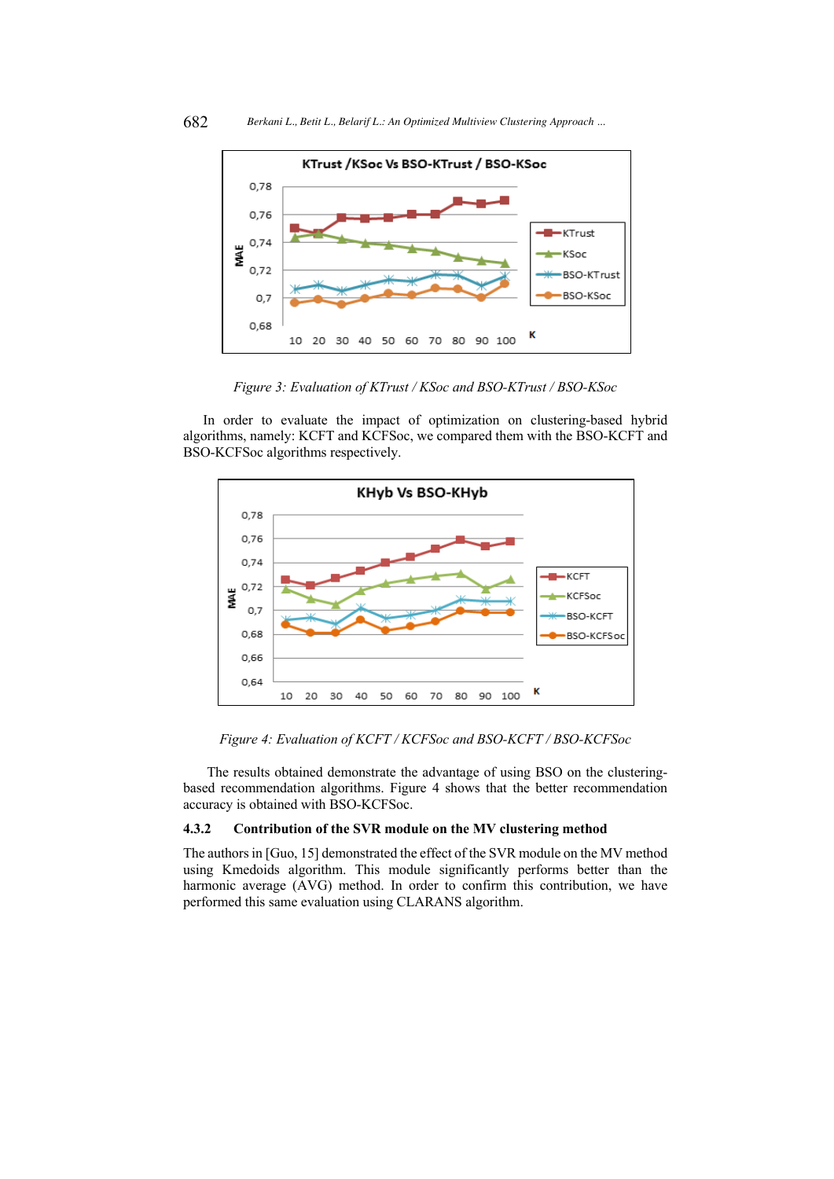*Figure 3: Evaluation of KTrust / KSoc and BSO-KTrust / BSO-KSoc*

In order to evaluate the impact of optimization on clustering-based hybrid algorithms, namely: KCFT and KCFSoc, we compared them with the BSO-KCFT and BSO-KCFSoc algorithms respectively.

*Figure 4: Evaluation of KCFT / KCFSoc and BSO-KCFT / BSO-KCFSoc*

The results obtained demonstrate the advantage of using BSO on the clustering-based recommendation algorithms. Figure 4 shows that the better recommendation accuracy is obtained with BSO-KCFSoc.

#### 4.3.2 Contribution of the SVR module on the MV clustering method

The authors in [Guo, 15] demonstrated the effect of the SVR module on the MV method using Kmedoids algorithm. This module significantly performs better than the harmonic average (AVG) method. In order to confirm this contribution, we have performed this same evaluation using CLARANS algorithm.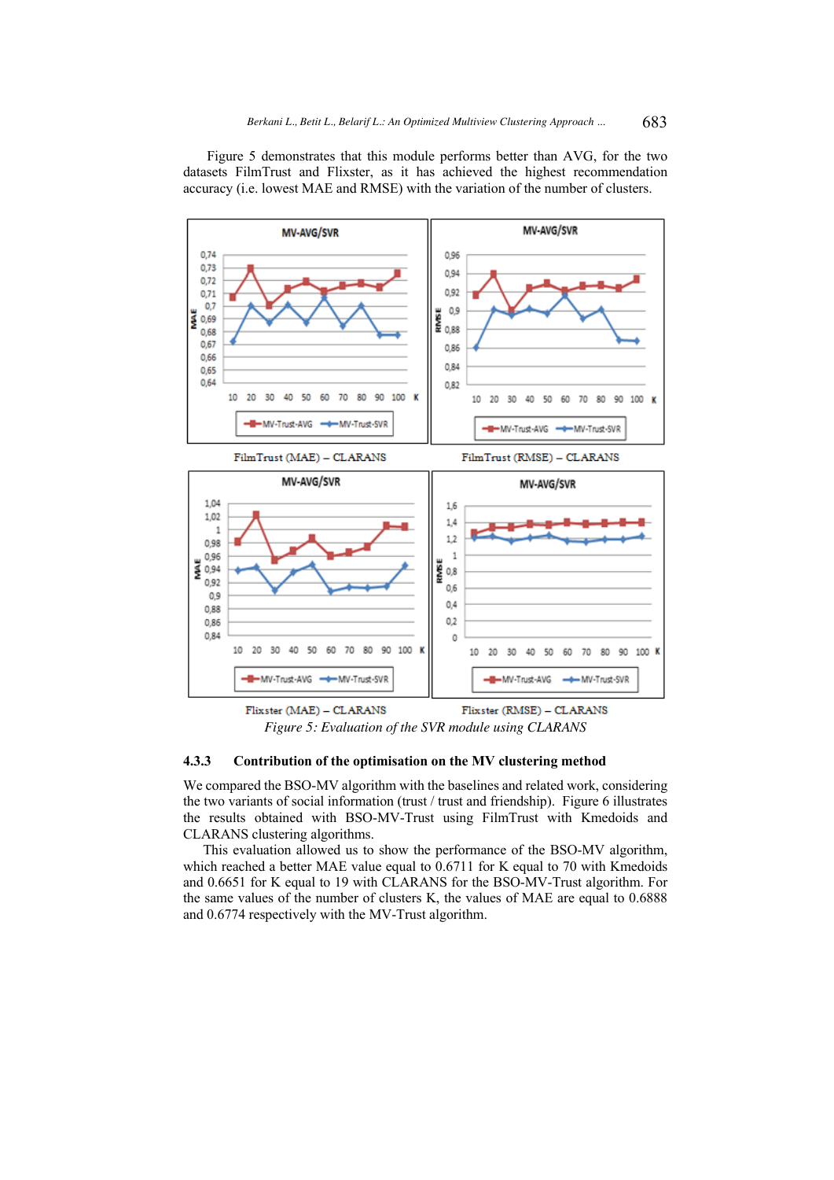Figure 5 demonstrates that this module performs better than AVG, for the two datasets FilmTrust and Flixster, as it has achieved the highest recommendation accuracy (i.e. lowest MAE and RMSE) with the variation of the number of clusters.

FilmTrust (MAE) – CLARANS

FilmTrust (RMSE) – CLARANS

Flixster (MAE) – CLARANS

Flixster (RMSE) – CLARANS

*Figure 5: Evaluation of the SVR module using CLARANS*

#### 4.3.3 Contribution of the optimisation on the MV clustering method

We compared the BSO-MV algorithm with the baselines and related work, considering the two variants of social information (trust / trust and friendship). Figure 6 illustrates the results obtained with BSO-MV-Trust using FilmTrust with Kmedoids and CLARANS clustering algorithms.

This evaluation allowed us to show the performance of the BSO-MV algorithm, which reached a better MAE value equal to 0.6711 for K equal to 70 with Kmedoids and 0.6651 for K equal to 19 with CLARANS for the BSO-MV-Trust algorithm. For the same values of the number of clusters K, the values of MAE are equal to 0.6888 and 0.6774 respectively with the MV-Trust algorithm.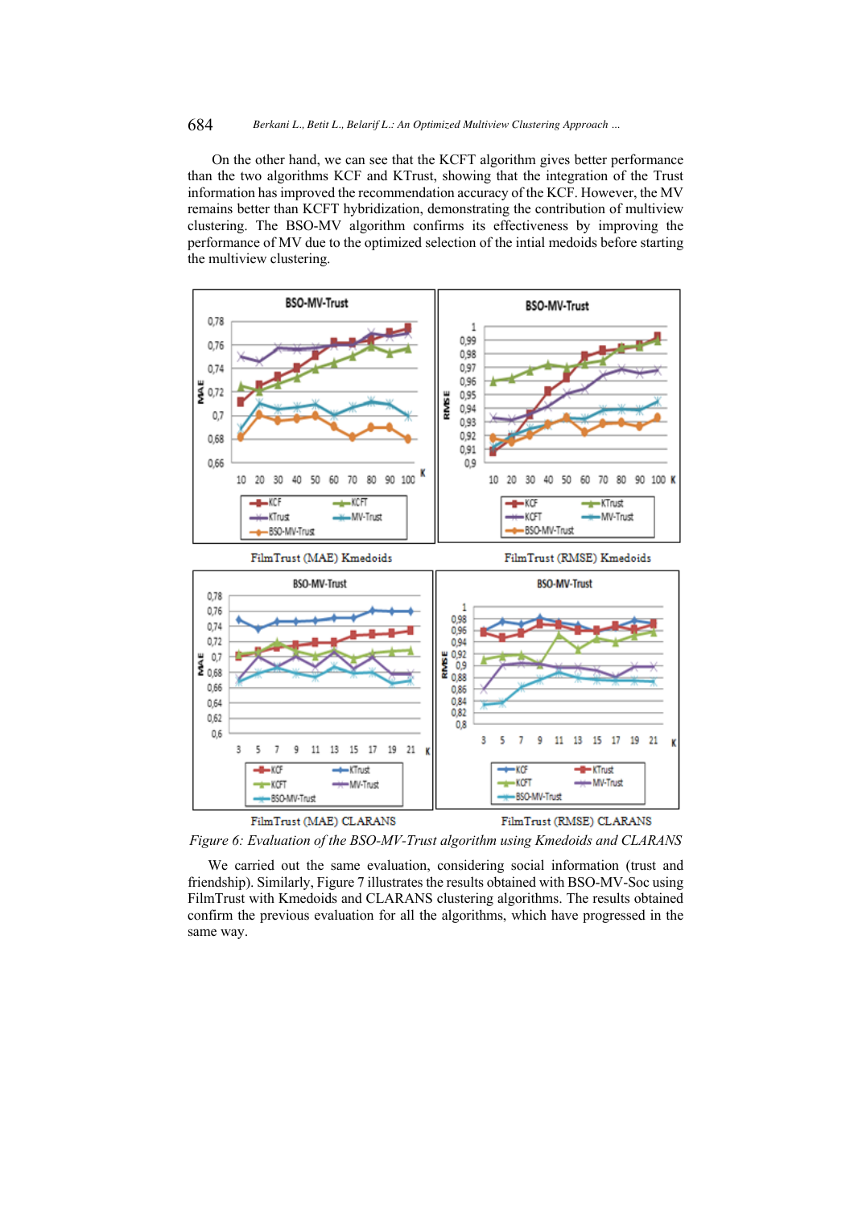On the other hand, we can see that the KCFT algorithm gives better performance than the two algorithms KCF and KTrust, showing that the integration of the Trust information has improved the recommendation accuracy of the KCF. However, the MV remains better than KCFT hybridization, demonstrating the contribution of multiview clustering. The BSO-MV algorithm confirms its effectiveness by improving the performance of MV due to the optimized selection of the intial medoids before starting the multiview clustering.

FilmTrust (MAE) Kmedoids

FilmTrust (RMSE) Kmedoids

FilmTrust (MAE) CLARANS

FilmTrust (RMSE) CLARANS

*Figure 6: Evaluation of the BSO-MV-Trust algorithm using Kmedoids and CLARANS*

We carried out the same evaluation, considering social information (trust and friendship). Similarly, Figure 7 illustrates the results obtained with BSO-MV-Soc using FilmTrust with Kmedoids and CLARANS clustering algorithms. The results obtained confirm the previous evaluation for all the algorithms, which have progressed in the same way.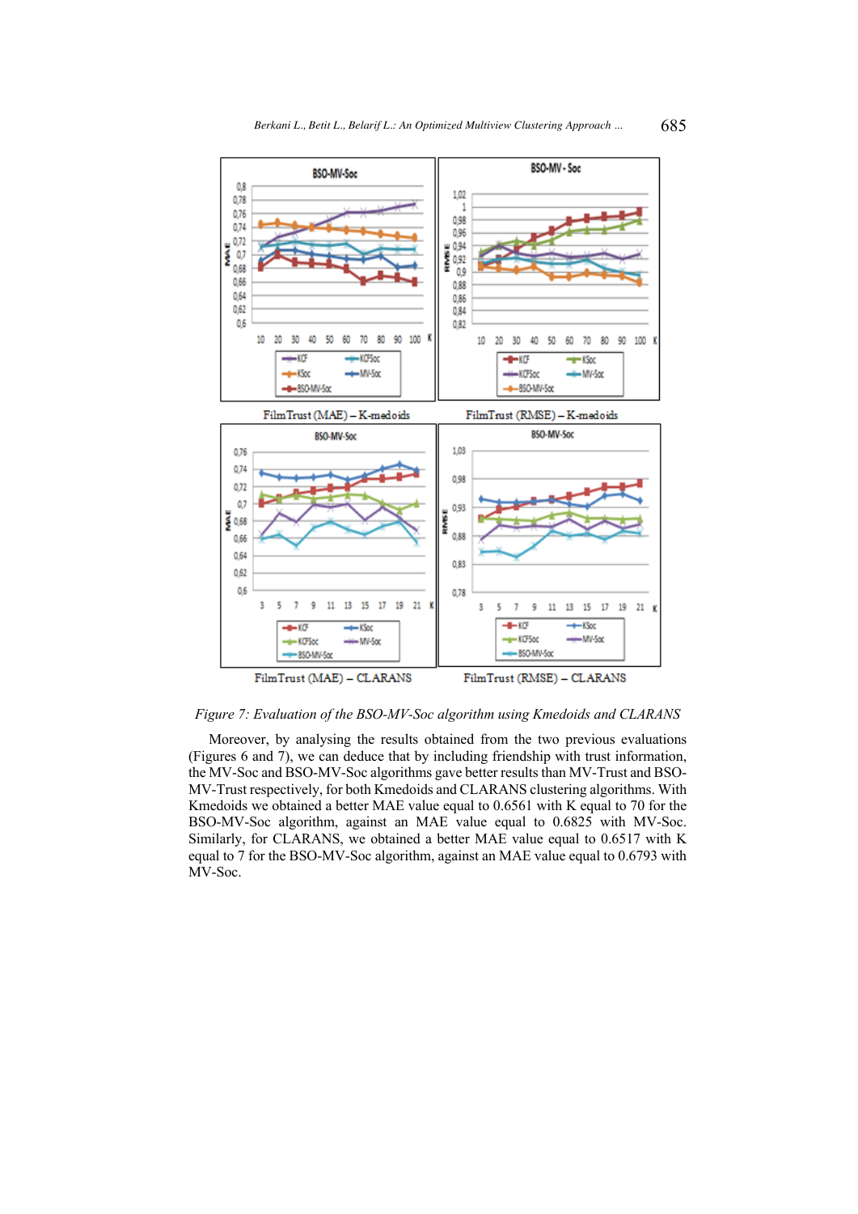FilmTrust (MAE) – K-medoids

FilmTrust (RMSE) – K-medoids

FilmTrust (MAE) – CLARANS

FilmTrust (RMSE) – CLARANS

*Figure 7: Evaluation of the BSO-MV-Soc algorithm using Kmedoids and CLARANS*

Moreover, by analysing the results obtained from the two previous evaluations (Figures 6 and 7), we can deduce that by including friendship with trust information, the MV-Soc and BSO-MV-Soc algorithms gave better results than MV-Trust and BSO-MV-Trust respectively, for both Kmedoids and CLARANS clustering algorithms. With Kmedoids we obtained a better MAE value equal to 0.6561 with K equal to 70 for the BSO-MV-Soc algorithm, against an MAE value equal to 0.6825 with MV-Soc. Similarly, for CLARANS, we obtained a better MAE value equal to 0.6517 with K equal to 7 for the BSO-MV-Soc algorithm, against an MAE value equal to 0.6793 with MV-Soc.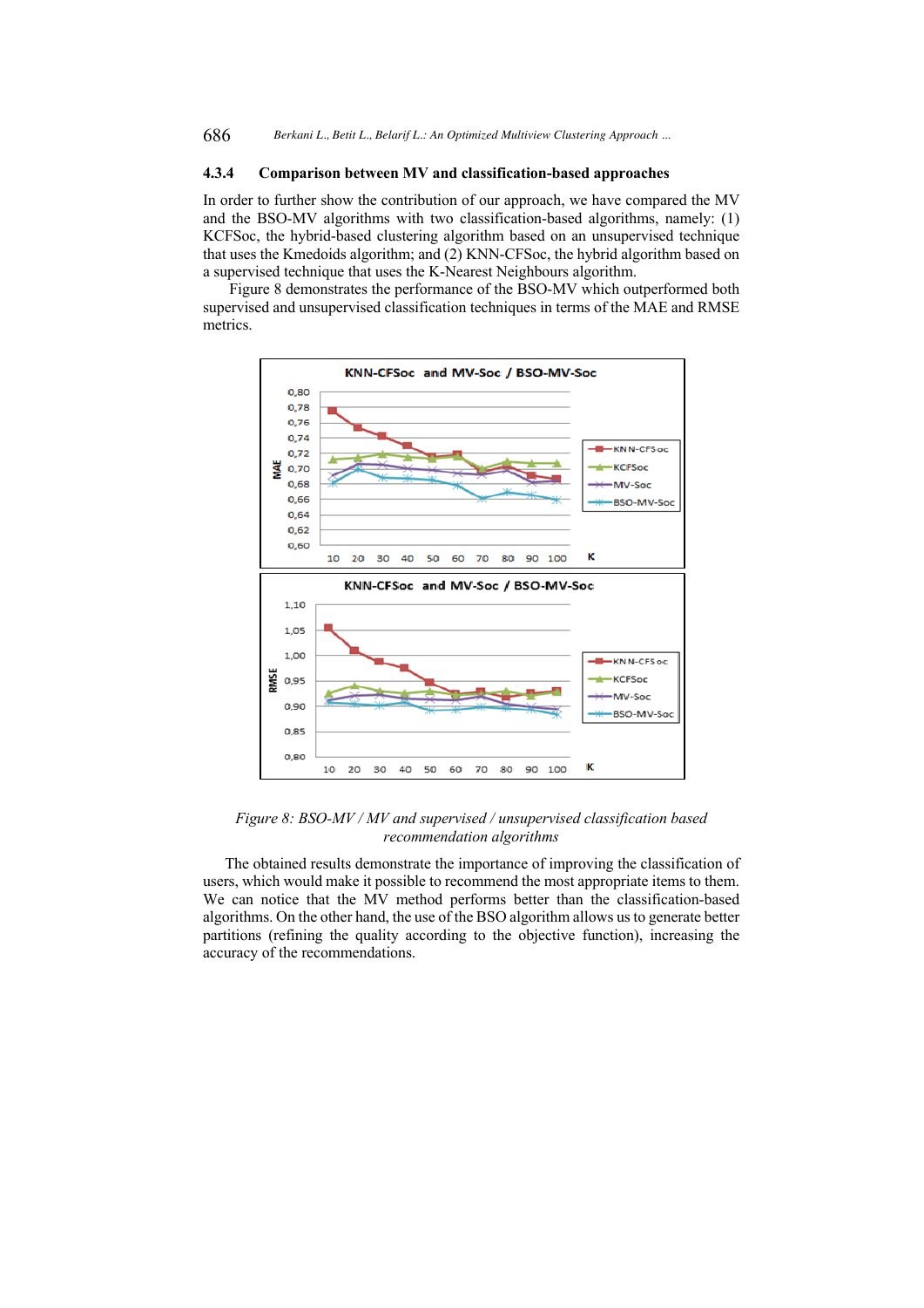### 4.3.4 Comparison between MV and classification-based approaches

In order to further show the contribution of our approach, we have compared the MV and the BSO-MV algorithms with two classification-based algorithms, namely: (1) KCFSoc, the hybrid-based clustering algorithm based on an unsupervised technique that uses the Kmedoids algorithm; and (2) KNN-CFSoc, the hybrid algorithm based on a supervised technique that uses the K-Nearest Neighbours algorithm.

Figure 8 demonstrates the performance of the BSO-MV which outperformed both supervised and unsupervised classification techniques in terms of the MAE and RMSE metrics.

*Figure 8: BSO-MV / MV and supervised / unsupervised classification based recommendation algorithms*

The obtained results demonstrate the importance of improving the classification of users, which would make it possible to recommend the most appropriate items to them. We can notice that the MV method performs better than the classification-based algorithms. On the other hand, the use of the BSO algorithm allows us to generate better partitions (refining the quality according to the objective function), increasing the accuracy of the recommendations.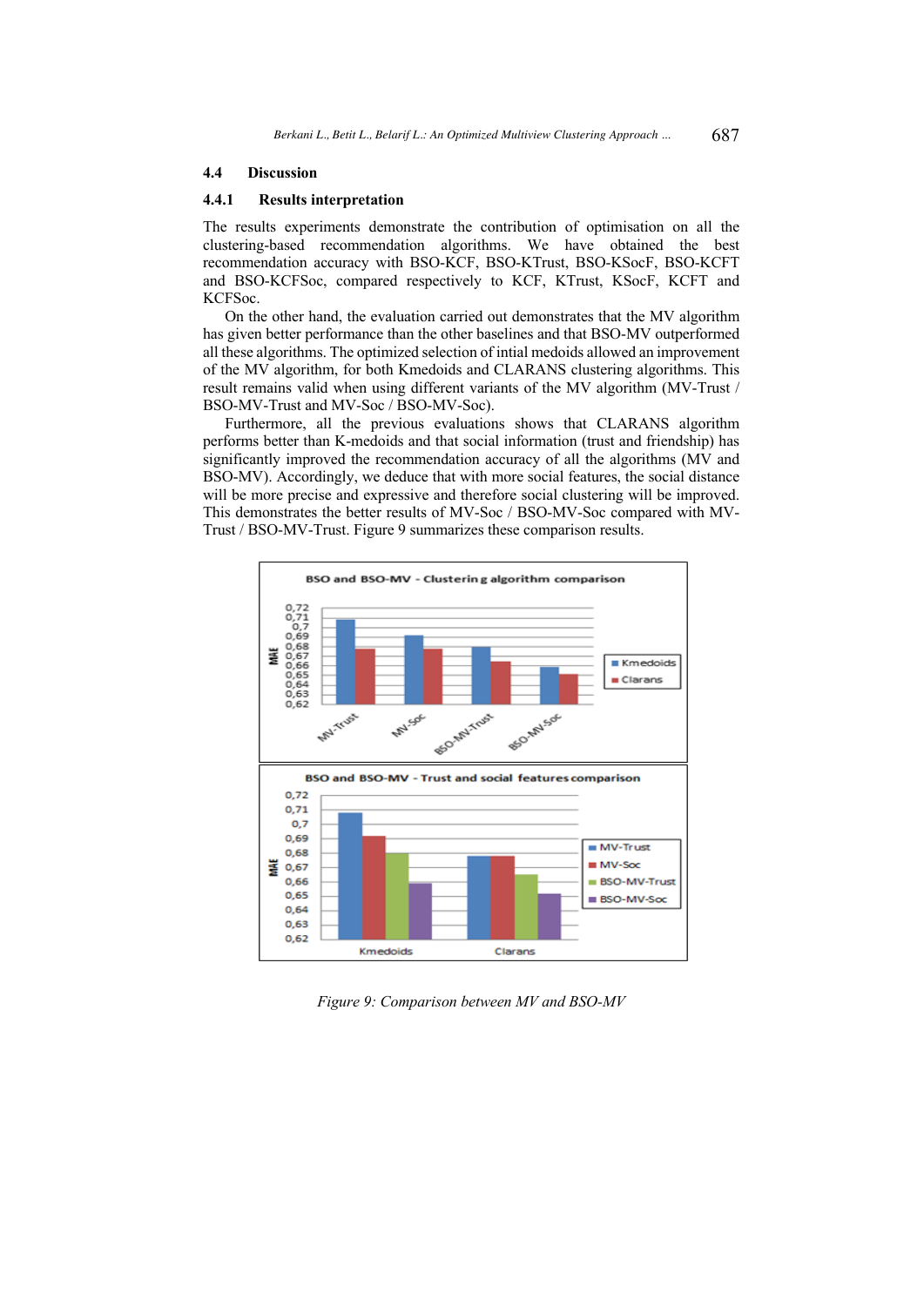### 4.4 Discussion

#### 4.4.1 Results interpretation

The results experiments demonstrate the contribution of optimisation on all the clustering-based recommendation algorithms. We have obtained the best recommendation accuracy with BSO-KCF, BSO-KTrust, BSO-KSocF, BSO-KCFT and BSO-KCFSoc, compared respectively to KCF, KTrust, KSocF, KCFT and KCFSoc.

On the other hand, the evaluation carried out demonstrates that the MV algorithm has given better performance than the other baselines and that BSO-MV outperformed all these algorithms. The optimized selection of intial medoids allowed an improvement of the MV algorithm, for both Kmedoids and CLARANS clustering algorithms. This result remains valid when using different variants of the MV algorithm (MV-Trust / BSO-MV-Trust and MV-Soc / BSO-MV-Soc).

Furthermore, all the previous evaluations shows that CLARANS algorithm performs better than K-medoids and that social information (trust and friendship) has significantly improved the recommendation accuracy of all the algorithms (MV and BSO-MV). Accordingly, we deduce that with more social features, the social distance will be more precise and expressive and therefore social clustering will be improved. This demonstrates the better results of MV-Soc / BSO-MV-Soc compared with MV-Trust / BSO-MV-Trust. Figure 9 summarizes these comparison results.

*Figure 9: Comparison between MV and BSO-MV*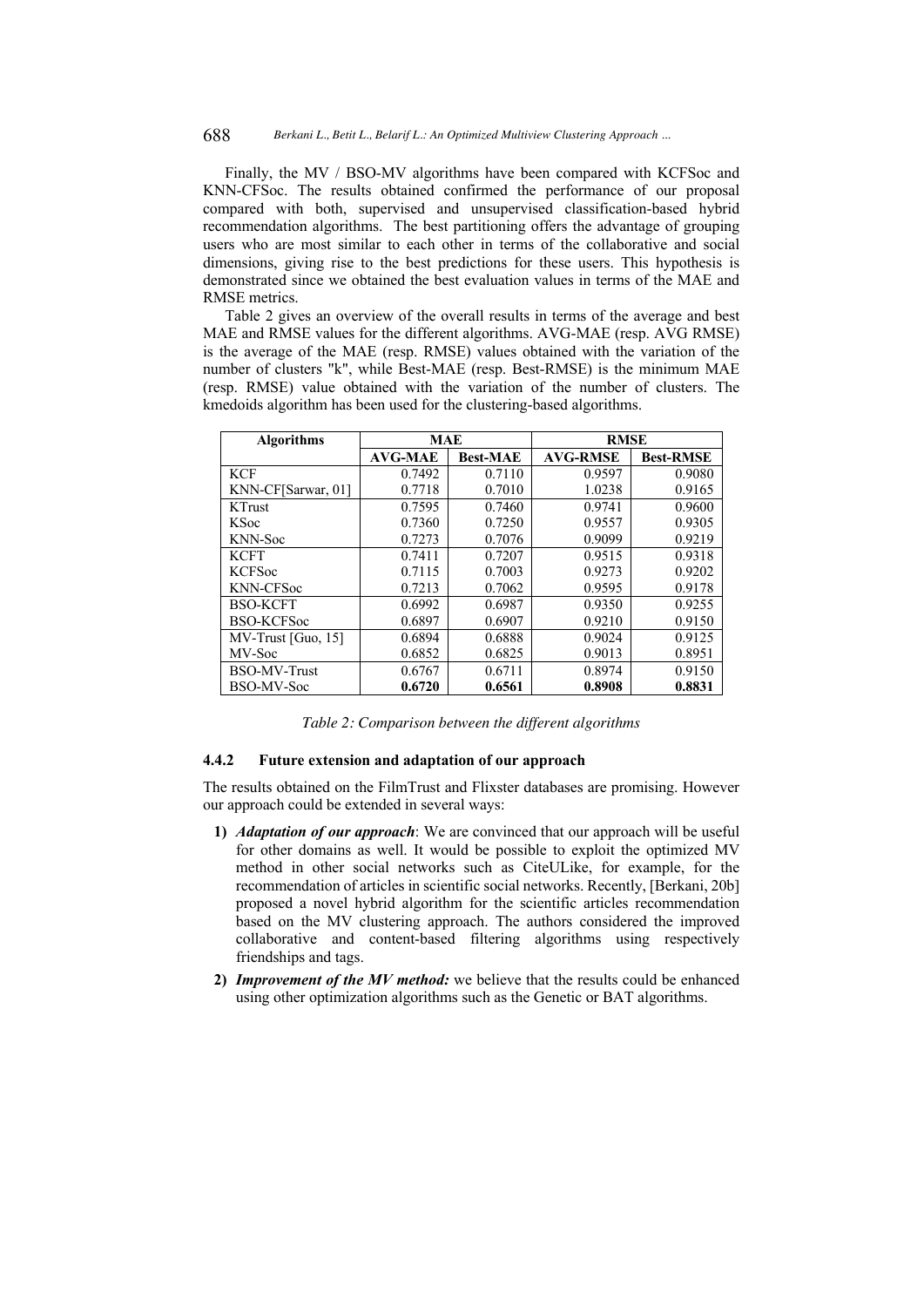Finally, the MV / BSO-MV algorithms have been compared with KCFSoc and KNN-CFSoc. The results obtained confirmed the performance of our proposal compared with both, supervised and unsupervised classification-based hybrid recommendation algorithms. The best partitioning offers the advantage of grouping users who are most similar to each other in terms of the collaborative and social dimensions, giving rise to the best predictions for these users. This hypothesis is demonstrated since we obtained the best evaluation values in terms of the MAE and RMSE metrics.

Table 2 gives an overview of the overall results in terms of the average and best MAE and RMSE values for the different algorithms. AVG-MAE (resp. AVG RMSE) is the average of the MAE (resp. RMSE) values obtained with the variation of the number of clusters "k", while Best-MAE (resp. Best-RMSE) is the minimum MAE (resp. RMSE) value obtained with the variation of the number of clusters. The kmedoids algorithm has been used for the clustering-based algorithms.

| Algorithms | MAE | | RMSE | |
|---|---|---|---|---|
| | AVG-MAE | Best-MAE | AVG-RMSE | Best-RMSE |
| KCF | 0.7492 | 0.7110 | 0.9597 | 0.9080 |
| KNN-CF[Sarwar, 01] | 0.7718 | 0.7010 | 1.0238 | 0.9165 |
| KTrust | 0.7595 | 0.7460 | 0.9741 | 0.9600 |
| KSoc | 0.7360 | 0.7250 | 0.9557 | 0.9305 |
| KNN-Soc | 0.7273 | 0.7076 | 0.9099 | 0.9219 |
| KCFT | 0.7411 | 0.7207 | 0.9515 | 0.9318 |
| KCFSoc | 0.7115 | 0.7003 | 0.9273 | 0.9202 |
| KNN-CFSoc | 0.7213 | 0.7062 | 0.9595 | 0.9178 |
| BSO-KCFT | 0.6992 | 0.6987 | 0.9350 | 0.9255 |
| BSO-KCFSoc | 0.6897 | 0.6907 | 0.9210 | 0.9150 |
| MV-Trust [Guo, 15] | 0.6894 | 0.6888 | 0.9024 | 0.9125 |
| MV-Soc | 0.6852 | 0.6825 | 0.9013 | 0.8951 |
| BSO-MV-Trust | 0.6767 | 0.6711 | 0.8974 | 0.9150 |
| BSO-MV-Soc | **0.6720** | **0.6561** | **0.8908** | **0.8831** |

*Table 2: Comparison between the different algorithms*

#### 4.4.2 Future extension and adaptation of our approach

The results obtained on the FilmTrust and Flixster databases are promising. However our approach could be extended in several ways:

1) ***Adaptation of our approach***: We are convinced that our approach will be useful for other domains as well. It would be possible to exploit the optimized MV method in other social networks such as CiteULike, for example, for the recommendation of articles in scientific social networks. Recently, [Berkani, 20b] proposed a novel hybrid algorithm for the scientific articles recommendation based on the MV clustering approach. The authors considered the improved collaborative and content-based filtering algorithms using respectively friendships and tags.
2) ***Improvement of the MV method:*** we believe that the results could be enhanced using other optimization algorithms such as the Genetic or BAT algorithms.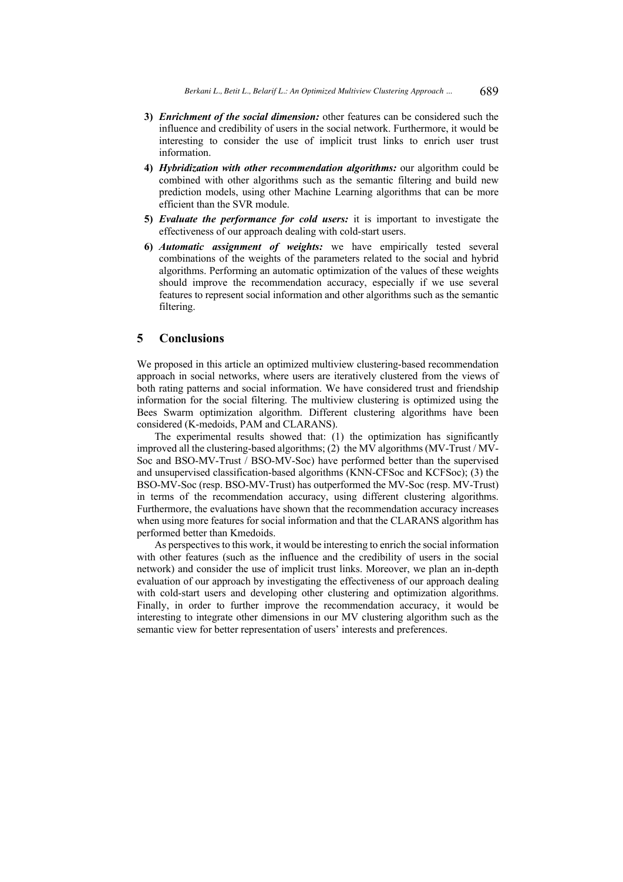3) ***Enrichment of the social dimension:*** other features can be considered such the influence and credibility of users in the social network. Furthermore, it would be interesting to consider the use of implicit trust links to enrich user trust information.
4) ***Hybridization with other recommendation algorithms:*** our algorithm could be combined with other algorithms such as the semantic filtering and build new prediction models, using other Machine Learning algorithms that can be more efficient than the SVR module.
5) ***Evaluate the performance for cold users:*** it is important to investigate the effectiveness of our approach dealing with cold-start users.
6) ***Automatic assignment of weights:*** we have empirically tested several combinations of the weights of the parameters related to the social and hybrid algorithms. Performing an automatic optimization of the values of these weights should improve the recommendation accuracy, especially if we use several features to represent social information and other algorithms such as the semantic filtering.

## 5 Conclusions

We proposed in this article an optimized multiview clustering-based recommendation approach in social networks, where users are iteratively clustered from the views of both rating patterns and social information. We have considered trust and friendship information for the social filtering. The multiview clustering is optimized using the Bees Swarm optimization algorithm. Different clustering algorithms have been considered (K-medoids, PAM and CLARANS).

The experimental results showed that: (1) the optimization has significantly improved all the clustering-based algorithms; (2) the MV algorithms (MV-Trust / MV-Soc and BSO-MV-Trust / BSO-MV-Soc) have performed better than the supervised and unsupervised classification-based algorithms (KNN-CFSoc and KCFSoc); (3) the BSO-MV-Soc (resp. BSO-MV-Trust) has outperformed the MV-Soc (resp. MV-Trust) in terms of the recommendation accuracy, using different clustering algorithms. Furthermore, the evaluations have shown that the recommendation accuracy increases when using more features for social information and that the CLARANS algorithm has performed better than Kmedoids.

As perspectives to this work, it would be interesting to enrich the social information with other features (such as the influence and the credibility of users in the social network) and consider the use of implicit trust links. Moreover, we plan an in-depth evaluation of our approach by investigating the effectiveness of our approach dealing with cold-start users and developing other clustering and optimization algorithms. Finally, in order to further improve the recommendation accuracy, it would be interesting to integrate other dimensions in our MV clustering algorithm such as the semantic view for better representation of users' interests and preferences.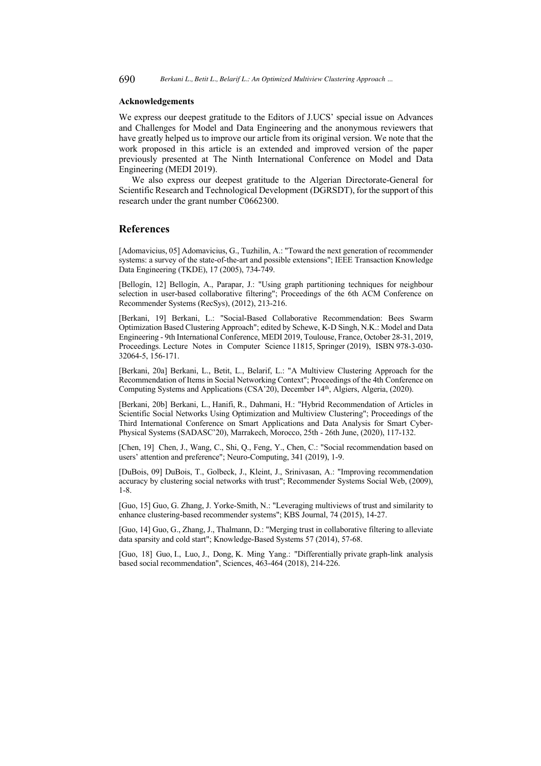**Acknowledgements**

We express our deepest gratitude to the Editors of J.UCS' special issue on Advances and Challenges for Model and Data Engineering and the anonymous reviewers that have greatly helped us to improve our article from its original version. We note that the work proposed in this article is an extended and improved version of the paper previously presented at The Ninth International Conference on Model and Data Engineering (MEDI 2019).

We also express our deepest gratitude to the Algerian Directorate-General for Scientific Research and Technological Development (DGRSDT), for the support of this research under the grant number C0662300.

## References

[Adomavicius, 05] Adomavicius, G., Tuzhilin, A.: "Toward the next generation of recommender systems: a survey of the state-of-the-art and possible extensions"; IEEE Transaction Knowledge Data Engineering (TKDE), 17 (2005), 734-749.

[Bellogín, 12] Bellogín, A., Parapar, J.: "Using graph partitioning techniques for neighbour selection in user-based collaborative filtering"; Proceedings of the 6th ACM Conference on Recommender Systems (RecSys), (2012), 213-216.

[Berkani, 19] Berkani, L.: "Social-Based Collaborative Recommendation: Bees Swarm Optimization Based Clustering Approach"; edited by Schewe, K-D Singh, N.K.: Model and Data Engineering - 9th International Conference, MEDI 2019, Toulouse, France, October 28-31, 2019, Proceedings. Lecture Notes in Computer Science 11815, Springer (2019), ISBN 978-3-030-32064-5, 156-171.

[Berkani, 20a] Berkani, L., Betit, L., Belarif, L.: "A Multiview Clustering Approach for the Recommendation of Items in Social Networking Context"; Proceedings of the 4th Conference on Computing Systems and Applications (CSA'20), December 14th, Algiers, Algeria, (2020).

[Berkani, 20b] Berkani, L., Hanifi, R., Dahmani, H.: "Hybrid Recommendation of Articles in Scientific Social Networks Using Optimization and Multiview Clustering"; Proceedings of the Third International Conference on Smart Applications and Data Analysis for Smart Cyber-Physical Systems (SADASC'20), Marrakech, Morocco, 25th - 26th June, (2020), 117-132.

[Chen, 19] Chen, J., Wang, C., Shi, Q., Feng, Y., Chen, C.: "Social recommendation based on users' attention and preference"; Neuro-Computing, 341 (2019), 1-9.

[DuBois, 09] DuBois, T., Golbeck, J., Kleint, J., Srinivasan, A.: "Improving recommendation accuracy by clustering social networks with trust"; Recommender Systems Social Web, (2009), 1-8.

[Guo, 15] Guo, G. Zhang, J. Yorke-Smith, N.: "Leveraging multiviews of trust and similarity to enhance clustering-based recommender systems"; KBS Journal, 74 (2015), 14-27.

[Guo, 14] Guo, G., Zhang, J., Thalmann, D.: "Merging trust in collaborative filtering to alleviate data sparsity and cold start"; Knowledge-Based Systems 57 (2014), 57-68.

[Guo, 18] Guo, I., Luo, J., Dong, K. Ming Yang.: "Differentially private graph-link analysis based social recommendation", Sciences, 463-464 (2018), 214-226.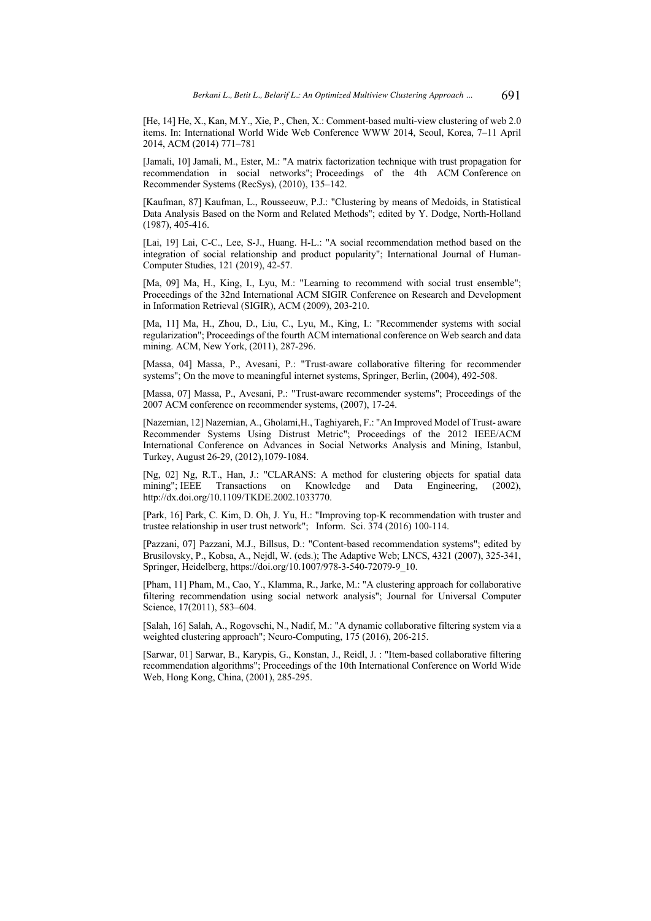[He, 14] He, X., Kan, M.Y., Xie, P., Chen, X.: Comment-based multi-view clustering of web 2.0 items. In: International World Wide Web Conference WWW 2014, Seoul, Korea, 7–11 April 2014, ACM (2014) 771–781

[Jamali, 10] Jamali, M., Ester, M.: "A matrix factorization technique with trust propagation for recommendation in social networks"; Proceedings of the 4th ACM Conference on Recommender Systems (RecSys), (2010), 135–142.

[Kaufman, 87] Kaufman, L., Rousseeuw, P.J.: "Clustering by means of Medoids, in Statistical Data Analysis Based on the Norm and Related Methods"; edited by Y. Dodge, North-Holland (1987), 405-416.

[Lai, 19] Lai, C-C., Lee, S-J., Huang. H-L.: "A social recommendation method based on the integration of social relationship and product popularity"; International Journal of Human-Computer Studies, 121 (2019), 42-57.

[Ma, 09] Ma, H., King, I., Lyu, M.: "Learning to recommend with social trust ensemble"; Proceedings of the 32nd International ACM SIGIR Conference on Research and Development in Information Retrieval (SIGIR), ACM (2009), 203-210.

[Ma, 11] Ma, H., Zhou, D., Liu, C., Lyu, M., King, I.: "Recommender systems with social regularization"; Proceedings of the fourth ACM international conference on Web search and data mining. ACM, New York, (2011), 287-296.

[Massa, 04] Massa, P., Avesani, P.: "Trust-aware collaborative filtering for recommender systems"; On the move to meaningful internet systems, Springer, Berlin, (2004), 492-508.

[Massa, 07] Massa, P., Avesani, P.: "Trust-aware recommender systems"; Proceedings of the 2007 ACM conference on recommender systems, (2007), 17-24.

[Nazemian, 12] Nazemian, A., Gholami,H., Taghiyareh, F.: "An Improved Model of Trust- aware Recommender Systems Using Distrust Metric"; Proceedings of the 2012 IEEE/ACM International Conference on Advances in Social Networks Analysis and Mining, Istanbul, Turkey, August 26-29, (2012),1079-1084.

[Ng, 02] Ng, R.T., Han, J.: "CLARANS: A method for clustering objects for spatial data mining"; IEEE Transactions on Knowledge and Data Engineering, (2002), http://dx.doi.org/10.1109/TKDE.2002.1033770.

[Park, 16] Park, C. Kim, D. Oh, J. Yu, H.: "Improving top-K recommendation with truster and trustee relationship in user trust network"; Inform. Sci. 374 (2016) 100-114.

[Pazzani, 07] Pazzani, M.J., Billsus, D.: "Content-based recommendation systems"; edited by Brusilovsky, P., Kobsa, A., Nejdl, W. (eds.); The Adaptive Web; LNCS, 4321 (2007), 325-341, Springer, Heidelberg, https://doi.org/10.1007/978-3-540-72079-9_10.

[Pham, 11] Pham, M., Cao, Y., Klamma, R., Jarke, M.: "A clustering approach for collaborative filtering recommendation using social network analysis"; Journal for Universal Computer Science, 17(2011), 583–604.

[Salah, 16] Salah, A., Rogovschi, N., Nadif, M.: "A dynamic collaborative filtering system via a weighted clustering approach"; Neuro-Computing, 175 (2016), 206-215.

[Sarwar, 01] Sarwar, B., Karypis, G., Konstan, J., Reidl, J. : "Item-based collaborative filtering recommendation algorithms"; Proceedings of the 10th International Conference on World Wide Web, Hong Kong, China, (2001), 285-295.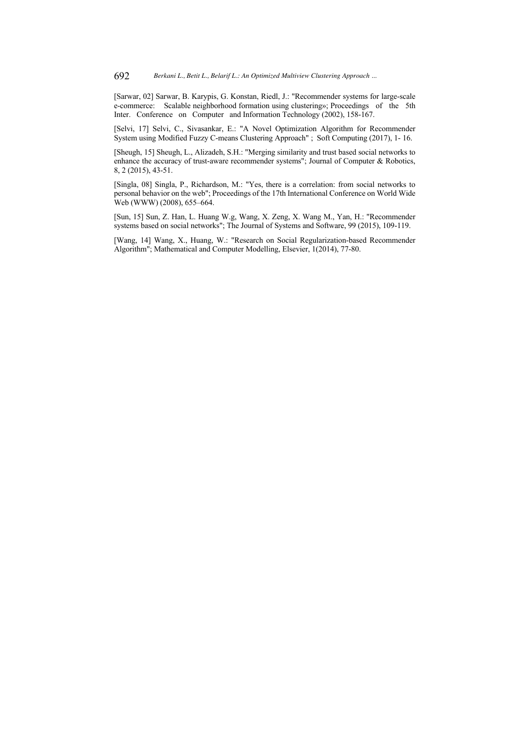[Sarwar, 02] Sarwar, B. Karypis, G. Konstan, Riedl, J.: "Recommender systems for large-scale e-commerce: Scalable neighborhood formation using clustering»; Proceedings of the 5th Inter. Conference on Computer and Information Technology (2002), 158-167.

[Selvi, 17] Selvi, C., Sivasankar, E.: "A Novel Optimization Algorithm for Recommender System using Modified Fuzzy C-means Clustering Approach" ; Soft Computing (2017), 1- 16.

[Sheugh, 15] Sheugh, L., Alizadeh, S.H.: "Merging similarity and trust based social networks to enhance the accuracy of trust-aware recommender systems"; Journal of Computer & Robotics, 8, 2 (2015), 43-51.

[Singla, 08] Singla, P., Richardson, M.: "Yes, there is a correlation: from social networks to personal behavior on the web"; Proceedings of the 17th International Conference on World Wide Web (WWW) (2008), 655–664.

[Sun, 15] Sun, Z. Han, L. Huang W.g, Wang, X. Zeng, X. Wang M., Yan, H.: "Recommender systems based on social networks"; The Journal of Systems and Software, 99 (2015), 109-119.

[Wang, 14] Wang, X., Huang, W.: "Research on Social Regularization-based Recommender Algorithm"; Mathematical and Computer Modelling, Elsevier, 1(2014), 77-80.